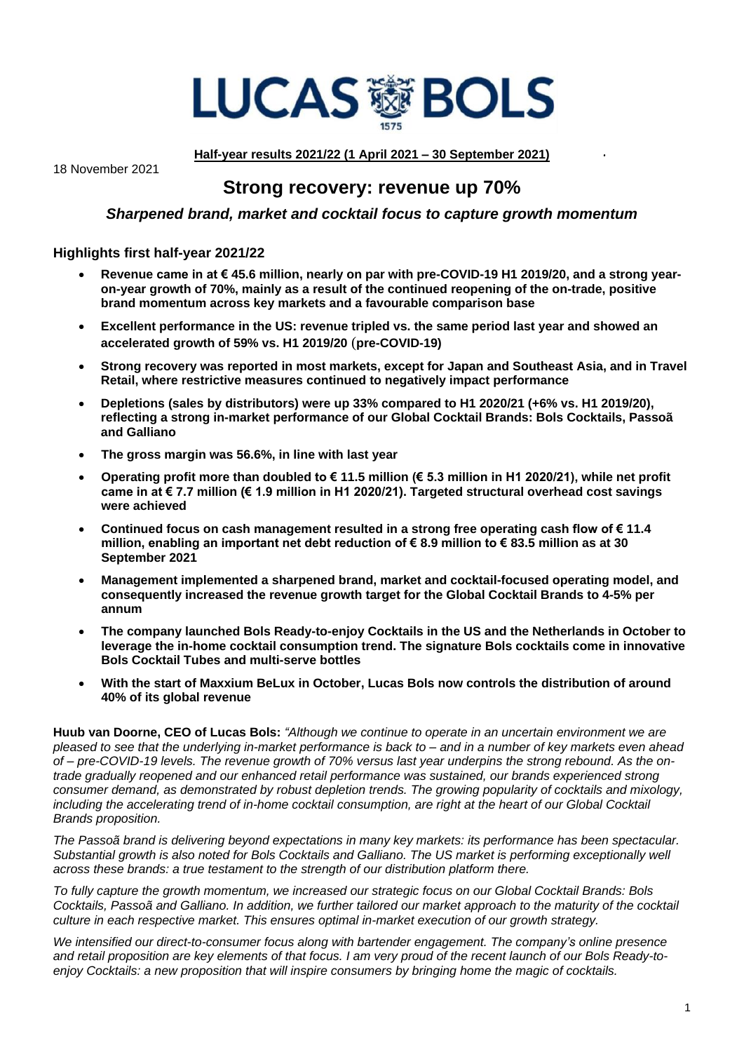# LUCAS BOLS

**Half-year results 2021/22 (1 April 2021 – 30 September 2021)**

18 November 2021

## Strong recovery: revenue up 70%

### *Sharpened brand, market and cocktail focus to capture growth momentum*

### Highlights first half-year 2021/22

- **Revenue came in at € 45.6 million, nearly on par with pre-COVID-19 H1 2019/20, and a strong year-on-year growth of 70%, mainly as a result of the continued reopening of the on-trade, positive brand momentum across key markets and a favourable comparison base**
- **Excellent performance in the US: revenue tripled vs. the same period last year and showed an accelerated growth of 59% vs. H1 2019/20 (pre-COVID-19)**
- **Strong recovery was reported in most markets, except for Japan and Southeast Asia, and in Travel Retail, where restrictive measures continued to negatively impact performance**
- **Depletions (sales by distributors) were up 33% compared to H1 2020/21 (+6% vs. H1 2019/20), reflecting a strong in-market performance of our Global Cocktail Brands: Bols Cocktails, Passoã and Galliano**
- **The gross margin was 56.6%, in line with last year**
- **Operating profit more than doubled to € 11.5 million (€ 5.3 million in H1 2020/21), while net profit came in at € 7.7 million (€ 1.9 million in H1 2020/21). Targeted structural overhead cost savings were achieved**
- **Continued focus on cash management resulted in a strong free operating cash flow of € 11.4 million, enabling an important net debt reduction of € 8.9 million to € 83.5 million as at 30 September 2021**
- **Management implemented a sharpened brand, market and cocktail-focused operating model, and consequently increased the revenue growth target for the Global Cocktail Brands to 4-5% per annum**
- **The company launched Bols Ready-to-enjoy Cocktails in the US and the Netherlands in October to leverage the in-home cocktail consumption trend. The signature Bols cocktails come in innovative Bols Cocktail Tubes and multi-serve bottles**
- **With the start of Maxxium BeLux in October, Lucas Bols now controls the distribution of around 40% of its global revenue**

**Huub van Doorne, CEO of Lucas Bols:** *"Although we continue to operate in an uncertain environment we are pleased to see that the underlying in-market performance is back to – and in a number of key markets even ahead of – pre-COVID-19 levels. The revenue growth of 70% versus last year underpins the strong rebound. As the on-trade gradually reopened and our enhanced retail performance was sustained, our brands experienced strong consumer demand, as demonstrated by robust depletion trends. The growing popularity of cocktails and mixology, including the accelerating trend of in-home cocktail consumption, are right at the heart of our Global Cocktail Brands proposition.*

*The Passoã brand is delivering beyond expectations in many key markets: its performance has been spectacular. Substantial growth is also noted for Bols Cocktails and Galliano. The US market is performing exceptionally well across these brands: a true testament to the strength of our distribution platform there.*

*To fully capture the growth momentum, we increased our strategic focus on our Global Cocktail Brands: Bols Cocktails, Passoã and Galliano. In addition, we further tailored our market approach to the maturity of the cocktail culture in each respective market. This ensures optimal in-market execution of our growth strategy.*

*We intensified our direct-to-consumer focus along with bartender engagement. The company's online presence and retail proposition are key elements of that focus. I am very proud of the recent launch of our Bols Ready-to-enjoy Cocktails: a new proposition that will inspire consumers by bringing home the magic of cocktails.*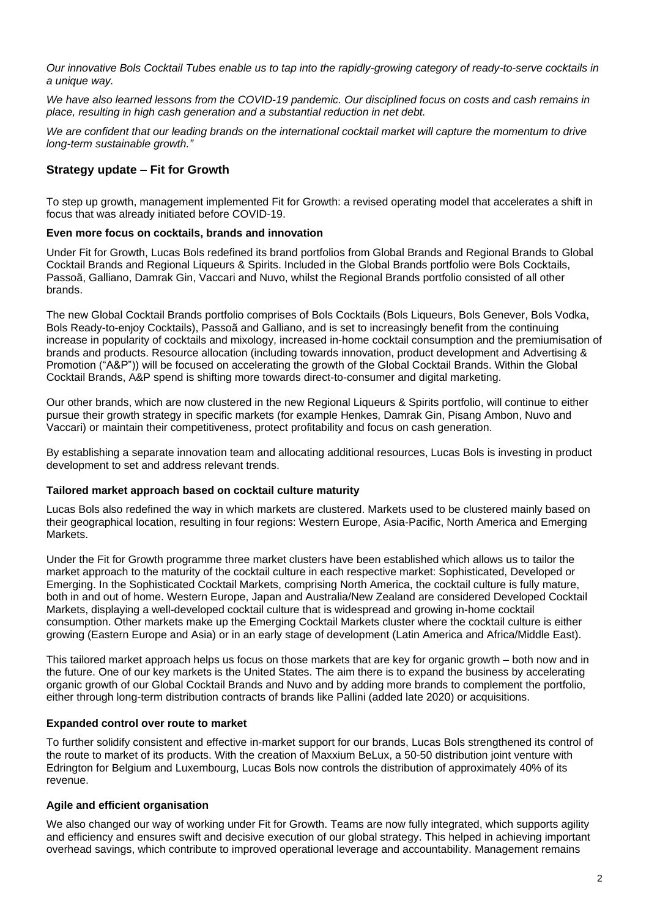*Our innovative Bols Cocktail Tubes enable us to tap into the rapidly-growing category of ready-to-serve cocktails in a unique way.*

*We have also learned lessons from the COVID-19 pandemic. Our disciplined focus on costs and cash remains in place, resulting in high cash generation and a substantial reduction in net debt.*

*We are confident that our leading brands on the international cocktail market will capture the momentum to drive long-term sustainable growth."*

## Strategy update – Fit for Growth

To step up growth, management implemented Fit for Growth: a revised operating model that accelerates a shift in focus that was already initiated before COVID-19.

**Even more focus on cocktails, brands and innovation**

Under Fit for Growth, Lucas Bols redefined its brand portfolios from Global Brands and Regional Brands to Global Cocktail Brands and Regional Liqueurs & Spirits. Included in the Global Brands portfolio were Bols Cocktails, Passoã, Galliano, Damrak Gin, Vaccari and Nuvo, whilst the Regional Brands portfolio consisted of all other brands.

The new Global Cocktail Brands portfolio comprises of Bols Cocktails (Bols Liqueurs, Bols Genever, Bols Vodka, Bols Ready-to-enjoy Cocktails), Passoã and Galliano, and is set to increasingly benefit from the continuing increase in popularity of cocktails and mixology, increased in-home cocktail consumption and the premiumisation of brands and products. Resource allocation (including towards innovation, product development and Advertising & Promotion ("A&P")) will be focused on accelerating the growth of the Global Cocktail Brands. Within the Global Cocktail Brands, A&P spend is shifting more towards direct-to-consumer and digital marketing.

Our other brands, which are now clustered in the new Regional Liqueurs & Spirits portfolio, will continue to either pursue their growth strategy in specific markets (for example Henkes, Damrak Gin, Pisang Ambon, Nuvo and Vaccari) or maintain their competitiveness, protect profitability and focus on cash generation.

By establishing a separate innovation team and allocating additional resources, Lucas Bols is investing in product development to set and address relevant trends.

**Tailored market approach based on cocktail culture maturity**

Lucas Bols also redefined the way in which markets are clustered. Markets used to be clustered mainly based on their geographical location, resulting in four regions: Western Europe, Asia-Pacific, North America and Emerging Markets.

Under the Fit for Growth programme three market clusters have been established which allows us to tailor the market approach to the maturity of the cocktail culture in each respective market: Sophisticated, Developed or Emerging. In the Sophisticated Cocktail Markets, comprising North America, the cocktail culture is fully mature, both in and out of home. Western Europe, Japan and Australia/New Zealand are considered Developed Cocktail Markets, displaying a well-developed cocktail culture that is widespread and growing in-home cocktail consumption. Other markets make up the Emerging Cocktail Markets cluster where the cocktail culture is either growing (Eastern Europe and Asia) or in an early stage of development (Latin America and Africa/Middle East).

This tailored market approach helps us focus on those markets that are key for organic growth – both now and in the future. One of our key markets is the United States. The aim there is to expand the business by accelerating organic growth of our Global Cocktail Brands and Nuvo and by adding more brands to complement the portfolio, either through long-term distribution contracts of brands like Pallini (added late 2020) or acquisitions.

**Expanded control over route to market**

To further solidify consistent and effective in-market support for our brands, Lucas Bols strengthened its control of the route to market of its products. With the creation of Maxxium BeLux, a 50-50 distribution joint venture with Edrington for Belgium and Luxembourg, Lucas Bols now controls the distribution of approximately 40% of its revenue.

**Agile and efficient organisation**

We also changed our way of working under Fit for Growth. Teams are now fully integrated, which supports agility and efficiency and ensures swift and decisive execution of our global strategy. This helped in achieving important overhead savings, which contribute to improved operational leverage and accountability. Management remains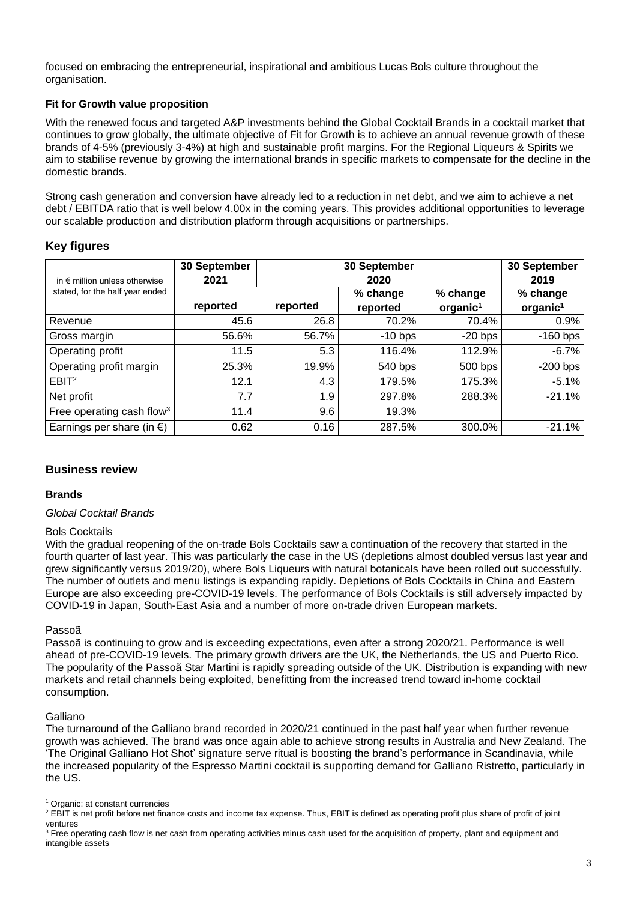focused on embracing the entrepreneurial, inspirational and ambitious Lucas Bols culture throughout the organisation.

**Fit for Growth value proposition**

With the renewed focus and targeted A&P investments behind the Global Cocktail Brands in a cocktail market that continues to grow globally, the ultimate objective of Fit for Growth is to achieve an annual revenue growth of these brands of 4-5% (previously 3-4%) at high and sustainable profit margins. For the Regional Liqueurs & Spirits we aim to stabilise revenue by growing the international brands in specific markets to compensate for the decline in the domestic brands.

Strong cash generation and conversion have already led to a reduction in net debt, and we aim to achieve a net debt / EBITDA ratio that is well below 4.00x in the coming years. This provides additional opportunities to leverage our scalable production and distribution platform through acquisitions or partnerships.

## Key figures

| in € million unless otherwise stated, for the half year ended | 30 September 2021 | 30 September 2020 | | | 30 September 2019 |
|---|---|---|---|---|---|
| | reported | reported | % change reported | % change organic[1] | % change organic[1] |
| Revenue | 45.6 | 26.8 | 70.2% | 70.4% | 0.9% |
| Gross margin | 56.6% | 56.7% | -10 bps | -20 bps | -160 bps |
| Operating profit | 11.5 | 5.3 | 116.4% | 112.9% | -6.7% |
| Operating profit margin | 25.3% | 19.9% | 540 bps | 500 bps | -200 bps |
| EBIT[2] | 12.1 | 4.3 | 179.5% | 175.3% | -5.1% |
| Net profit | 7.7 | 1.9 | 297.8% | 288.3% | -21.1% |
| Free operating cash flow[3] | 11.4 | 9.6 | 19.3% | | |
| Earnings per share (in €) | 0.62 | 0.16 | 287.5% | 300.0% | -21.1% |

## Business review

### Brands

*Global Cocktail Brands*

Bols Cocktails

With the gradual reopening of the on-trade Bols Cocktails saw a continuation of the recovery that started in the fourth quarter of last year. This was particularly the case in the US (depletions almost doubled versus last year and grew significantly versus 2019/20), where Bols Liqueurs with natural botanicals have been rolled out successfully. The number of outlets and menu listings is expanding rapidly. Depletions of Bols Cocktails in China and Eastern Europe are also exceeding pre-COVID-19 levels. The performance of Bols Cocktails is still adversely impacted by COVID-19 in Japan, South-East Asia and a number of more on-trade driven European markets.

Passoã

Passoã is continuing to grow and is exceeding expectations, even after a strong 2020/21. Performance is well ahead of pre-COVID-19 levels. The primary growth drivers are the UK, the Netherlands, the US and Puerto Rico. The popularity of the Passoã Star Martini is rapidly spreading outside of the UK. Distribution is expanding with new markets and retail channels being exploited, benefitting from the increased trend toward in-home cocktail consumption.

Galliano

The turnaround of the Galliano brand recorded in 2020/21 continued in the past half year when further revenue growth was achieved. The brand was once again able to achieve strong results in Australia and New Zealand. The 'The Original Galliano Hot Shot' signature serve ritual is boosting the brand's performance in Scandinavia, while the increased popularity of the Espresso Martini cocktail is supporting demand for Galliano Ristretto, particularly in the US.

[1] Organic: at constant currencies

[2] EBIT is net profit before net finance costs and income tax expense. Thus, EBIT is defined as operating profit plus share of profit of joint ventures

[3] Free operating cash flow is net cash from operating activities minus cash used for the acquisition of property, plant and equipment and intangible assets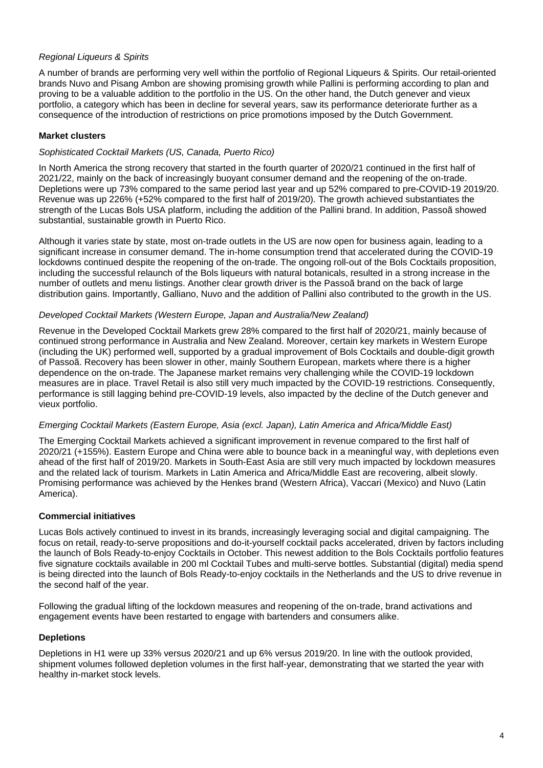*Regional Liqueurs & Spirits*

A number of brands are performing very well within the portfolio of Regional Liqueurs & Spirits. Our retail-oriented brands Nuvo and Pisang Ambon are showing promising growth while Pallini is performing according to plan and proving to be a valuable addition to the portfolio in the US. On the other hand, the Dutch genever and vieux portfolio, a category which has been in decline for several years, saw its performance deteriorate further as a consequence of the introduction of restrictions on price promotions imposed by the Dutch Government.

**Market clusters**

*Sophisticated Cocktail Markets (US, Canada, Puerto Rico)*

In North America the strong recovery that started in the fourth quarter of 2020/21 continued in the first half of 2021/22, mainly on the back of increasingly buoyant consumer demand and the reopening of the on-trade. Depletions were up 73% compared to the same period last year and up 52% compared to pre-COVID-19 2019/20. Revenue was up 226% (+52% compared to the first half of 2019/20). The growth achieved substantiates the strength of the Lucas Bols USA platform, including the addition of the Pallini brand. In addition, Passoã showed substantial, sustainable growth in Puerto Rico.

Although it varies state by state, most on-trade outlets in the US are now open for business again, leading to a significant increase in consumer demand. The in-home consumption trend that accelerated during the COVID-19 lockdowns continued despite the reopening of the on-trade. The ongoing roll-out of the Bols Cocktails proposition, including the successful relaunch of the Bols liqueurs with natural botanicals, resulted in a strong increase in the number of outlets and menu listings. Another clear growth driver is the Passoã brand on the back of large distribution gains. Importantly, Galliano, Nuvo and the addition of Pallini also contributed to the growth in the US.

*Developed Cocktail Markets (Western Europe, Japan and Australia/New Zealand)*

Revenue in the Developed Cocktail Markets grew 28% compared to the first half of 2020/21, mainly because of continued strong performance in Australia and New Zealand. Moreover, certain key markets in Western Europe (including the UK) performed well, supported by a gradual improvement of Bols Cocktails and double-digit growth of Passoã. Recovery has been slower in other, mainly Southern European, markets where there is a higher dependence on the on-trade. The Japanese market remains very challenging while the COVID-19 lockdown measures are in place. Travel Retail is also still very much impacted by the COVID-19 restrictions. Consequently, performance is still lagging behind pre-COVID-19 levels, also impacted by the decline of the Dutch genever and vieux portfolio.

*Emerging Cocktail Markets (Eastern Europe, Asia (excl. Japan), Latin America and Africa/Middle East)*

The Emerging Cocktail Markets achieved a significant improvement in revenue compared to the first half of 2020/21 (+155%). Eastern Europe and China were able to bounce back in a meaningful way, with depletions even ahead of the first half of 2019/20. Markets in South-East Asia are still very much impacted by lockdown measures and the related lack of tourism. Markets in Latin America and Africa/Middle East are recovering, albeit slowly. Promising performance was achieved by the Henkes brand (Western Africa), Vaccari (Mexico) and Nuvo (Latin America).

**Commercial initiatives**

Lucas Bols actively continued to invest in its brands, increasingly leveraging social and digital campaigning. The focus on retail, ready-to-serve propositions and do-it-yourself cocktail packs accelerated, driven by factors including the launch of Bols Ready-to-enjoy Cocktails in October. This newest addition to the Bols Cocktails portfolio features five signature cocktails available in 200 ml Cocktail Tubes and multi-serve bottles. Substantial (digital) media spend is being directed into the launch of Bols Ready-to-enjoy cocktails in the Netherlands and the US to drive revenue in the second half of the year.

Following the gradual lifting of the lockdown measures and reopening of the on-trade, brand activations and engagement events have been restarted to engage with bartenders and consumers alike.

**Depletions**

Depletions in H1 were up 33% versus 2020/21 and up 6% versus 2019/20. In line with the outlook provided, shipment volumes followed depletion volumes in the first half-year, demonstrating that we started the year with healthy in-market stock levels.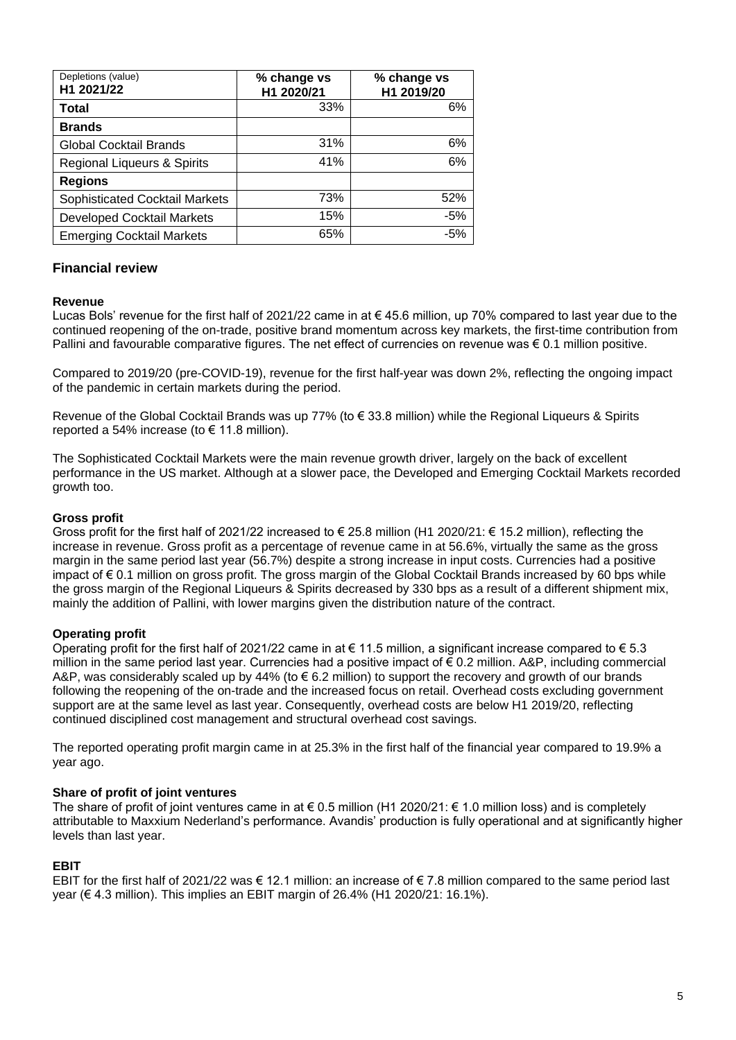| Depletions (value) H1 2021/22 | % change vs H1 2020/21 | % change vs H1 2019/20 |
|---|---|---|
| **Total** | 33% | 6% |
| **Brands** | | |
| Global Cocktail Brands | 31% | 6% |
| Regional Liqueurs & Spirits | 41% | 6% |
| **Regions** | | |
| Sophisticated Cocktail Markets | 73% | 52% |
| Developed Cocktail Markets | 15% | -5% |
| Emerging Cocktail Markets | 65% | -5% |

## Financial review

### Revenue

Lucas Bols' revenue for the first half of 2021/22 came in at € 45.6 million, up 70% compared to last year due to the continued reopening of the on-trade, positive brand momentum across key markets, the first-time contribution from Pallini and favourable comparative figures. The net effect of currencies on revenue was € 0.1 million positive.

Compared to 2019/20 (pre-COVID-19), revenue for the first half-year was down 2%, reflecting the ongoing impact of the pandemic in certain markets during the period.

Revenue of the Global Cocktail Brands was up 77% (to € 33.8 million) while the Regional Liqueurs & Spirits reported a 54% increase (to € 11.8 million).

The Sophisticated Cocktail Markets were the main revenue growth driver, largely on the back of excellent performance in the US market. Although at a slower pace, the Developed and Emerging Cocktail Markets recorded growth too.

### Gross profit

Gross profit for the first half of 2021/22 increased to € 25.8 million (H1 2020/21: € 15.2 million), reflecting the increase in revenue. Gross profit as a percentage of revenue came in at 56.6%, virtually the same as the gross margin in the same period last year (56.7%) despite a strong increase in input costs. Currencies had a positive impact of € 0.1 million on gross profit. The gross margin of the Global Cocktail Brands increased by 60 bps while the gross margin of the Regional Liqueurs & Spirits decreased by 330 bps as a result of a different shipment mix, mainly the addition of Pallini, with lower margins given the distribution nature of the contract.

### Operating profit

Operating profit for the first half of 2021/22 came in at € 11.5 million, a significant increase compared to € 5.3 million in the same period last year. Currencies had a positive impact of € 0.2 million. A&P, including commercial A&P, was considerably scaled up by 44% (to € 6.2 million) to support the recovery and growth of our brands following the reopening of the on-trade and the increased focus on retail. Overhead costs excluding government support are at the same level as last year. Consequently, overhead costs are below H1 2019/20, reflecting continued disciplined cost management and structural overhead cost savings.

The reported operating profit margin came in at 25.3% in the first half of the financial year compared to 19.9% a year ago.

### Share of profit of joint ventures

The share of profit of joint ventures came in at € 0.5 million (H1 2020/21: € 1.0 million loss) and is completely attributable to Maxxium Nederland's performance. Avandis' production is fully operational and at significantly higher levels than last year.

### EBIT

EBIT for the first half of 2021/22 was € 12.1 million: an increase of € 7.8 million compared to the same period last year (€ 4.3 million). This implies an EBIT margin of 26.4% (H1 2020/21: 16.1%).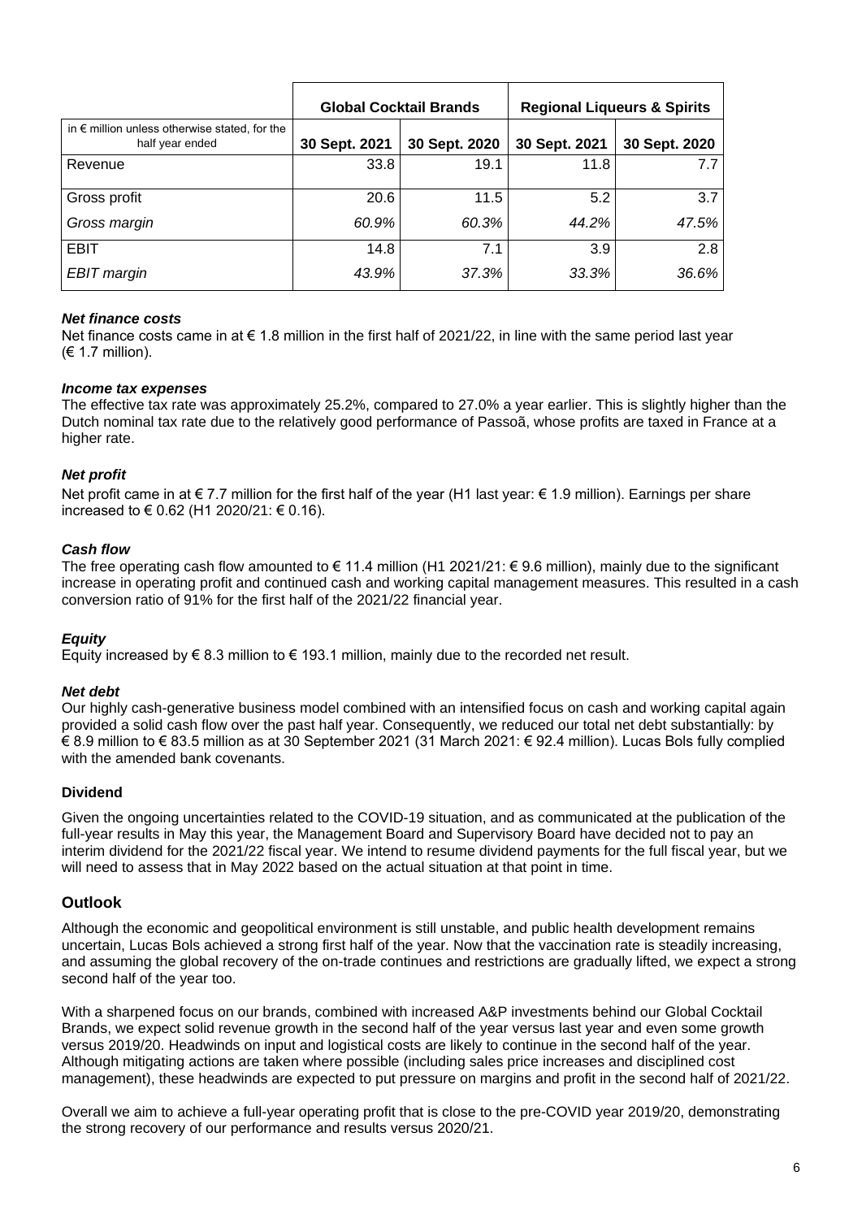| | Global Cocktail Brands | | Regional Liqueurs & Spirits | |
|---|---|---|---|---|
| in € million unless otherwise stated, for the half year ended | 30 Sept. 2021 | 30 Sept. 2020 | 30 Sept. 2021 | 30 Sept. 2020 |
| Revenue | 33.8 | 19.1 | 11.8 | 7.7 |
| Gross profit | 20.6 | 11.5 | 5.2 | 3.7 |
| *Gross margin* | *60.9%* | *60.3%* | *44.2%* | *47.5%* |
| EBIT | 14.8 | 7.1 | 3.9 | 2.8 |
| *EBIT margin* | *43.9%* | *37.3%* | *33.3%* | *36.6%* |

***Net finance costs***

Net finance costs came in at € 1.8 million in the first half of 2021/22, in line with the same period last year (€ 1.7 million).

***Income tax expenses***

The effective tax rate was approximately 25.2%, compared to 27.0% a year earlier. This is slightly higher than the Dutch nominal tax rate due to the relatively good performance of Passoã, whose profits are taxed in France at a higher rate.

***Net profit***

Net profit came in at € 7.7 million for the first half of the year (H1 last year: € 1.9 million). Earnings per share increased to € 0.62 (H1 2020/21: € 0.16).

***Cash flow***

The free operating cash flow amounted to € 11.4 million (H1 2021/21: € 9.6 million), mainly due to the significant increase in operating profit and continued cash and working capital management measures. This resulted in a cash conversion ratio of 91% for the first half of the 2021/22 financial year.

***Equity***

Equity increased by € 8.3 million to € 193.1 million, mainly due to the recorded net result.

***Net debt***

Our highly cash-generative business model combined with an intensified focus on cash and working capital again provided a solid cash flow over the past half year. Consequently, we reduced our total net debt substantially: by € 8.9 million to € 83.5 million as at 30 September 2021 (31 March 2021: € 92.4 million). Lucas Bols fully complied with the amended bank covenants.

**Dividend**

Given the ongoing uncertainties related to the COVID-19 situation, and as communicated at the publication of the full-year results in May this year, the Management Board and Supervisory Board have decided not to pay an interim dividend for the 2021/22 fiscal year. We intend to resume dividend payments for the full fiscal year, but we will need to assess that in May 2022 based on the actual situation at that point in time.

## Outlook

Although the economic and geopolitical environment is still unstable, and public health development remains uncertain, Lucas Bols achieved a strong first half of the year. Now that the vaccination rate is steadily increasing, and assuming the global recovery of the on-trade continues and restrictions are gradually lifted, we expect a strong second half of the year too.

With a sharpened focus on our brands, combined with increased A&P investments behind our Global Cocktail Brands, we expect solid revenue growth in the second half of the year versus last year and even some growth versus 2019/20. Headwinds on input and logistical costs are likely to continue in the second half of the year. Although mitigating actions are taken where possible (including sales price increases and disciplined cost management), these headwinds are expected to put pressure on margins and profit in the second half of 2021/22.

Overall we aim to achieve a full-year operating profit that is close to the pre-COVID year 2019/20, demonstrating the strong recovery of our performance and results versus 2020/21.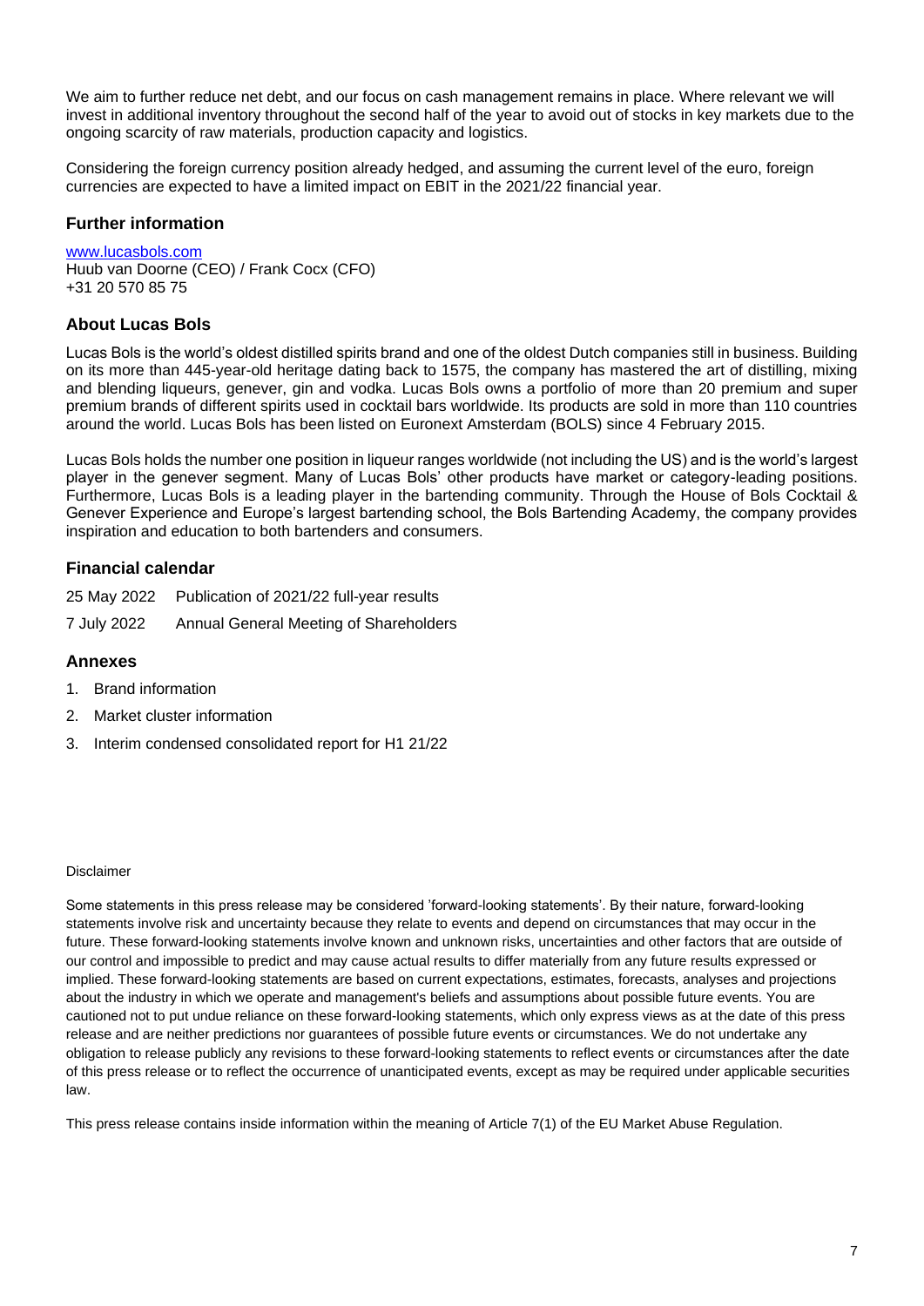We aim to further reduce net debt, and our focus on cash management remains in place. Where relevant we will invest in additional inventory throughout the second half of the year to avoid out of stocks in key markets due to the ongoing scarcity of raw materials, production capacity and logistics.

Considering the foreign currency position already hedged, and assuming the current level of the euro, foreign currencies are expected to have a limited impact on EBIT in the 2021/22 financial year.

## Further information

www.lucasbols.com
Huub van Doorne (CEO) / Frank Cocx (CFO)
+31 20 570 85 75

## About Lucas Bols

Lucas Bols is the world's oldest distilled spirits brand and one of the oldest Dutch companies still in business. Building on its more than 445-year-old heritage dating back to 1575, the company has mastered the art of distilling, mixing and blending liqueurs, genever, gin and vodka. Lucas Bols owns a portfolio of more than 20 premium and super premium brands of different spirits used in cocktail bars worldwide. Its products are sold in more than 110 countries around the world. Lucas Bols has been listed on Euronext Amsterdam (BOLS) since 4 February 2015.

Lucas Bols holds the number one position in liqueur ranges worldwide (not including the US) and is the world's largest player in the genever segment. Many of Lucas Bols' other products have market or category-leading positions. Furthermore, Lucas Bols is a leading player in the bartending community. Through the House of Bols Cocktail & Genever Experience and Europe's largest bartending school, the Bols Bartending Academy, the company provides inspiration and education to both bartenders and consumers.

## Financial calendar

| | |
|---|---|
| 25 May 2022 | Publication of 2021/22 full-year results |
| 7 July 2022 | Annual General Meeting of Shareholders |

## Annexes

1. Brand information
2. Market cluster information
3. Interim condensed consolidated report for H1 21/22

Disclaimer

Some statements in this press release may be considered 'forward-looking statements'. By their nature, forward-looking statements involve risk and uncertainty because they relate to events and depend on circumstances that may occur in the future. These forward-looking statements involve known and unknown risks, uncertainties and other factors that are outside of our control and impossible to predict and may cause actual results to differ materially from any future results expressed or implied. These forward-looking statements are based on current expectations, estimates, forecasts, analyses and projections about the industry in which we operate and management's beliefs and assumptions about possible future events. You are cautioned not to put undue reliance on these forward-looking statements, which only express views as at the date of this press release and are neither predictions nor guarantees of possible future events or circumstances. We do not undertake any obligation to release publicly any revisions to these forward-looking statements to reflect events or circumstances after the date of this press release or to reflect the occurrence of unanticipated events, except as may be required under applicable securities law.

This press release contains inside information within the meaning of Article 7(1) of the EU Market Abuse Regulation.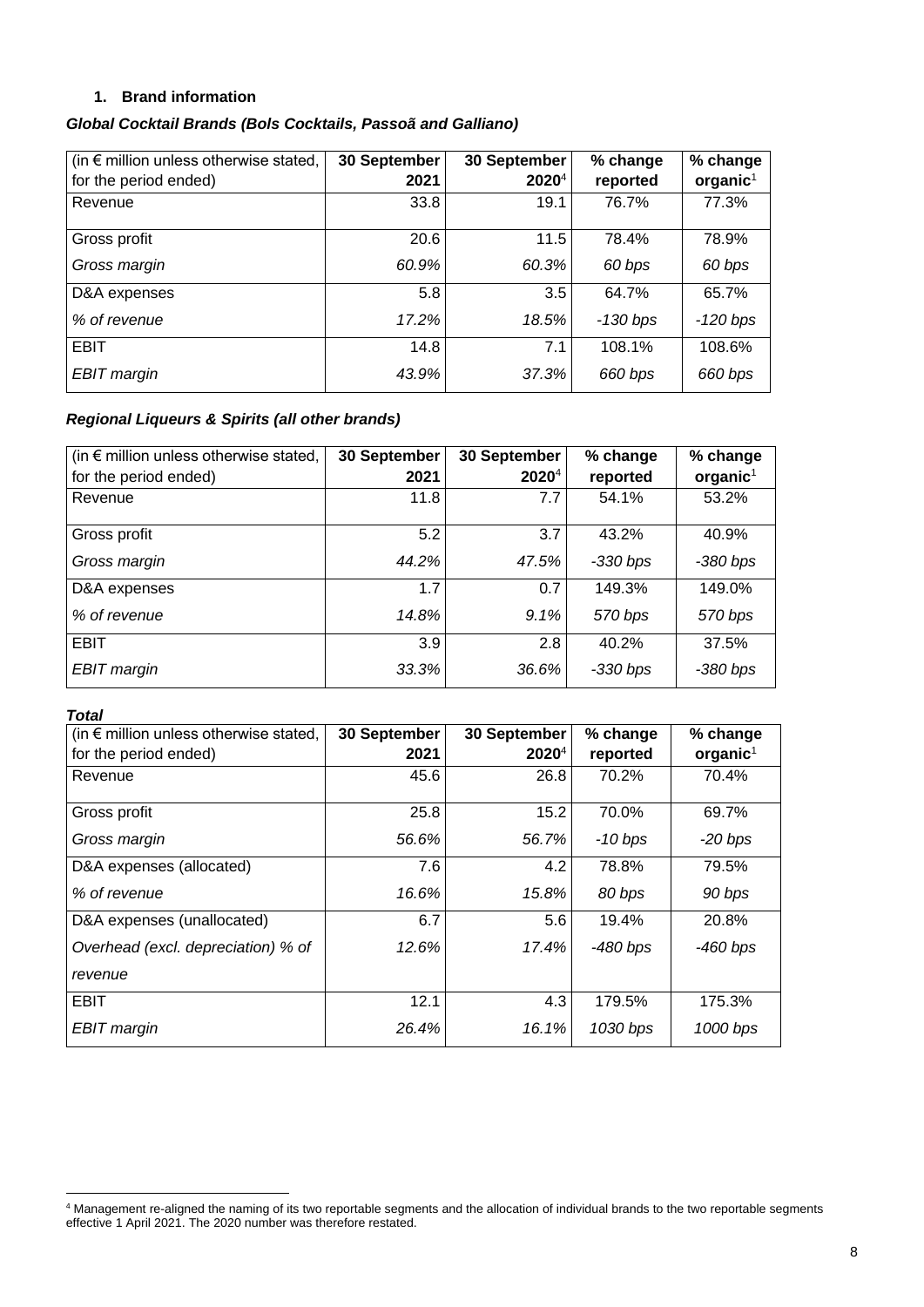## 1. Brand information

### *Global Cocktail Brands (Bols Cocktails, Passoã and Galliano)*

| (in € million unless otherwise stated, for the period ended) | 30 September 2021 | 30 September 2020[4] | % change reported | % change organic[1] |
|---|---|---|---|---|
| Revenue | 33.8 | 19.1 | 76.7% | 77.3% |
| Gross profit | 20.6 | 11.5 | 78.4% | 78.9% |
| *Gross margin* | *60.9%* | *60.3%* | *60 bps* | *60 bps* |
| D&A expenses | 5.8 | 3.5 | 64.7% | 65.7% |
| *% of revenue* | *17.2%* | *18.5%* | *-130 bps* | *-120 bps* |
| EBIT | 14.8 | 7.1 | 108.1% | 108.6% |
| *EBIT margin* | *43.9%* | *37.3%* | *660 bps* | *660 bps* |

### *Regional Liqueurs & Spirits (all other brands)*

| (in € million unless otherwise stated, for the period ended) | 30 September 2021 | 30 September 2020[4] | % change reported | % change organic[1] |
|---|---|---|---|---|
| Revenue | 11.8 | 7.7 | 54.1% | 53.2% |
| Gross profit | 5.2 | 3.7 | 43.2% | 40.9% |
| *Gross margin* | *44.2%* | *47.5%* | *-330 bps* | *-380 bps* |
| D&A expenses | 1.7 | 0.7 | 149.3% | 149.0% |
| *% of revenue* | *14.8%* | *9.1%* | *570 bps* | *570 bps* |
| EBIT | 3.9 | 2.8 | 40.2% | 37.5% |
| *EBIT margin* | *33.3%* | *36.6%* | *-330 bps* | *-380 bps* |

### *Total*

| (in € million unless otherwise stated, for the period ended) | 30 September 2021 | 30 September 2020[4] | % change reported | % change organic[1] |
|---|---|---|---|---|
| Revenue | 45.6 | 26.8 | 70.2% | 70.4% |
| Gross profit | 25.8 | 15.2 | 70.0% | 69.7% |
| *Gross margin* | *56.6%* | *56.7%* | *-10 bps* | *-20 bps* |
| D&A expenses (allocated) | 7.6 | 4.2 | 78.8% | 79.5% |
| *% of revenue* | *16.6%* | *15.8%* | *80 bps* | *90 bps* |
| D&A expenses (unallocated) | 6.7 | 5.6 | 19.4% | 20.8% |
| *Overhead (excl. depreciation) % of revenue* | *12.6%* | *17.4%* | *-480 bps* | *-460 bps* |
| EBIT | 12.1 | 4.3 | 179.5% | 175.3% |
| *EBIT margin* | *26.4%* | *16.1%* | *1030 bps* | *1000 bps* |

[4] Management re-aligned the naming of its two reportable segments and the allocation of individual brands to the two reportable segments effective 1 April 2021. The 2020 number was therefore restated.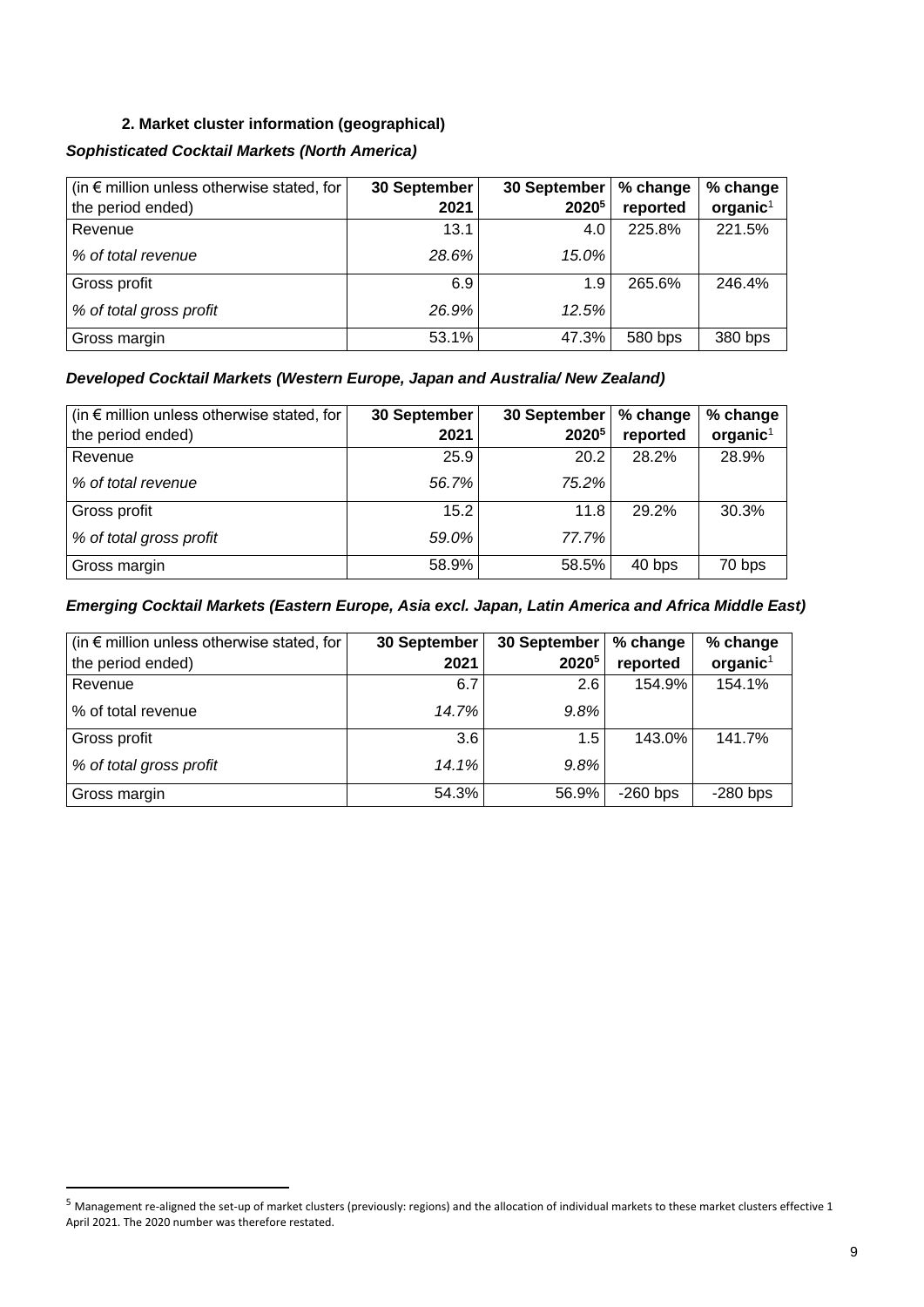### 2. Market cluster information (geographical)

***Sophisticated Cocktail Markets (North America)***

| (in € million unless otherwise stated, for the period ended) | 30 September 2021 | 30 September 2020[5] | % change reported | % change organic[1] |
|---|---|---|---|---|
| Revenue | 13.1 | 4.0 | 225.8% | 221.5% |
| *% of total revenue* | *28.6%* | *15.0%* | | |
| Gross profit | 6.9 | 1.9 | 265.6% | 246.4% |
| *% of total gross profit* | *26.9%* | *12.5%* | | |
| Gross margin | 53.1% | 47.3% | 580 bps | 380 bps |

***Developed Cocktail Markets (Western Europe, Japan and Australia/ New Zealand)***

| (in € million unless otherwise stated, for the period ended) | 30 September 2021 | 30 September 2020[5] | % change reported | % change organic[1] |
|---|---|---|---|---|
| Revenue | 25.9 | 20.2 | 28.2% | 28.9% |
| *% of total revenue* | *56.7%* | *75.2%* | | |
| Gross profit | 15.2 | 11.8 | 29.2% | 30.3% |
| *% of total gross profit* | *59.0%* | *77.7%* | | |
| Gross margin | 58.9% | 58.5% | 40 bps | 70 bps |

***Emerging Cocktail Markets (Eastern Europe, Asia excl. Japan, Latin America and Africa Middle East)***

| (in € million unless otherwise stated, for the period ended) | 30 September 2021 | 30 September 2020[5] | % change reported | % change organic[1] |
|---|---|---|---|---|
| Revenue | 6.7 | 2.6 | 154.9% | 154.1% |
| % of total revenue | *14.7%* | *9.8%* | | |
| Gross profit | 3.6 | 1.5 | 143.0% | 141.7% |
| *% of total gross profit* | *14.1%* | *9.8%* | | |
| Gross margin | 54.3% | 56.9% | -260 bps | -280 bps |

[5] Management re-aligned the set-up of market clusters (previously: regions) and the allocation of individual markets to these market clusters effective 1 April 2021. The 2020 number was therefore restated.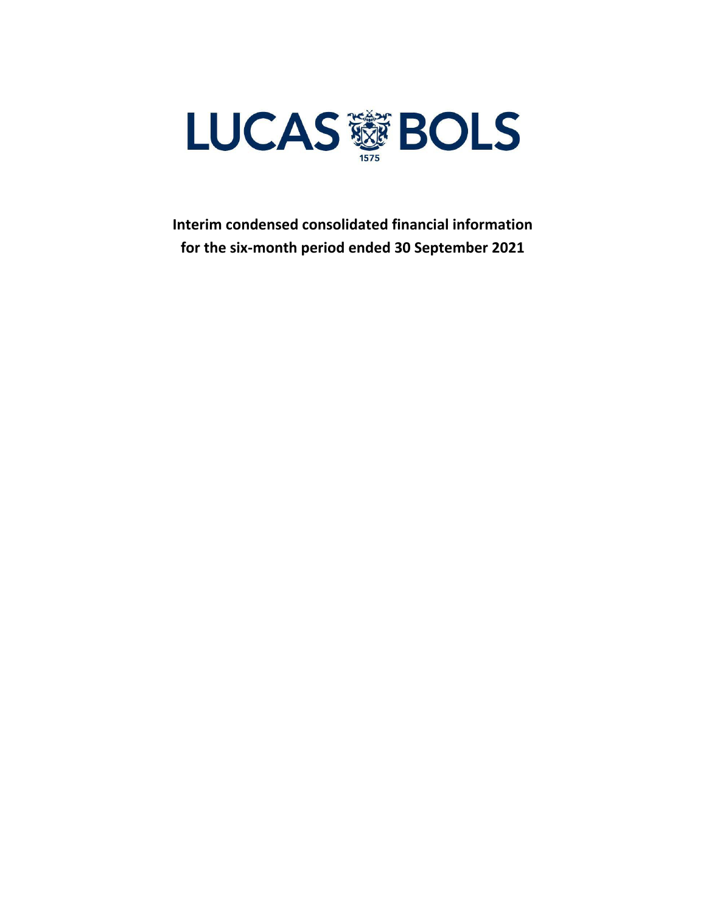# LUCAS BOLS

1575

**Interim condensed consolidated financial information for the six-month period ended 30 September 2021**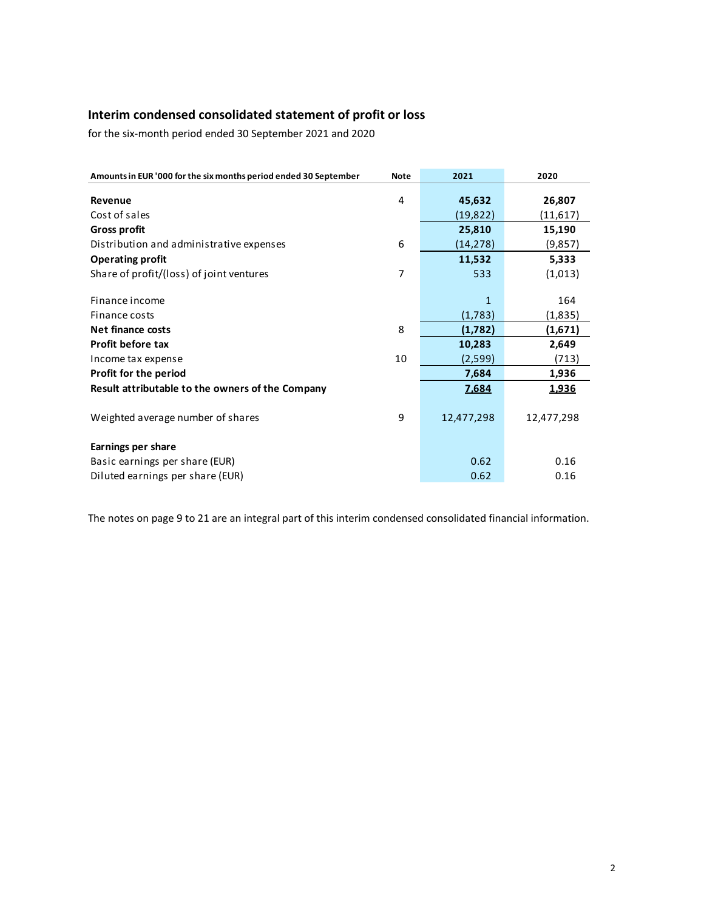## Interim condensed consolidated statement of profit or loss

for the six-month period ended 30 September 2021 and 2020

| Amounts in EUR '000 for the six months period ended 30 September | Note | 2021 | 2020 |
|---|---|---|---|
| **Revenue** | 4 | **45,632** | **26,807** |
| Cost of sales | | (19,822) | (11,617) |
| **Gross profit** | | **25,810** | **15,190** |
| Distribution and administrative expenses | 6 | (14,278) | (9,857) |
| **Operating profit** | | **11,532** | **5,333** |
| Share of profit/(loss) of joint ventures | 7 | 533 | (1,013) |
| | | | |
| Finance income | | 1 | 164 |
| Finance costs | | (1,783) | (1,835) |
| **Net finance costs** | 8 | **(1,782)** | **(1,671)** |
| **Profit before tax** | | **10,283** | **2,649** |
| Income tax expense | 10 | (2,599) | (713) |
| **Profit for the period** | | **7,684** | **1,936** |
| **Result attributable to the owners of the Company** | | **7,684** | **1,936** |
| | | | |
| Weighted average number of shares | 9 | 12,477,298 | 12,477,298 |
| | | | |
| **Earnings per share** | | | |
| Basic earnings per share (EUR) | | 0.62 | 0.16 |
| Diluted earnings per share (EUR) | | 0.62 | 0.16 |

The notes on page 9 to 21 are an integral part of this interim condensed consolidated financial information.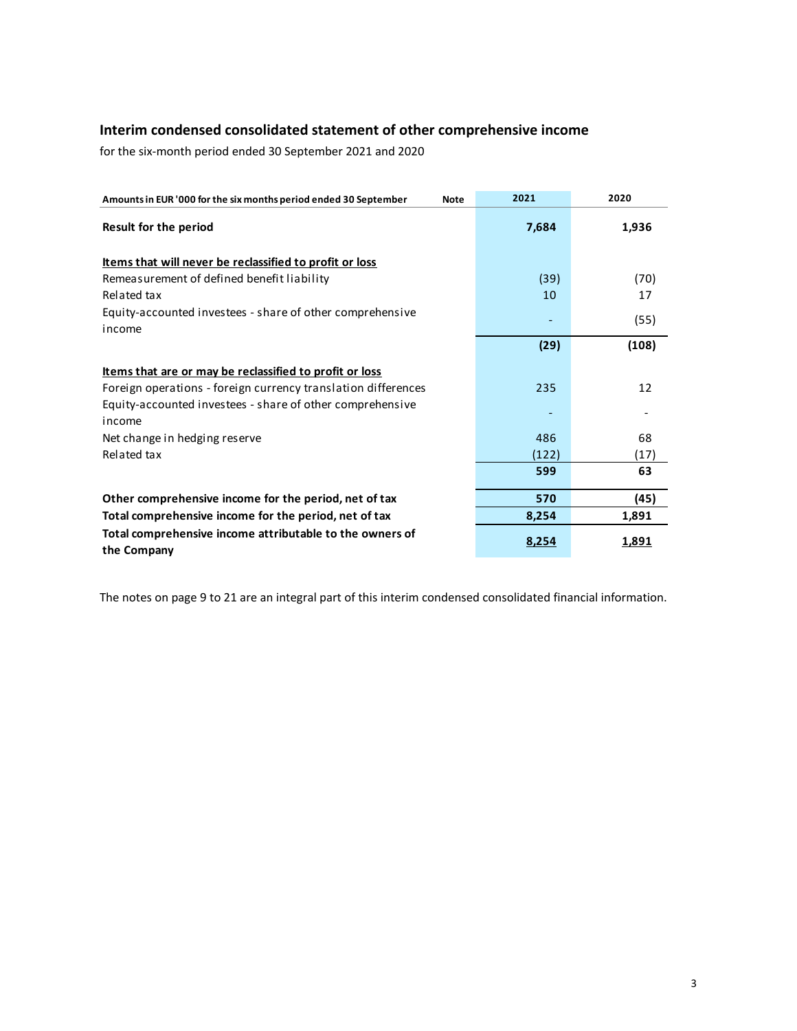## Interim condensed consolidated statement of other comprehensive income

for the six-month period ended 30 September 2021 and 2020

| Amounts in EUR '000 for the six months period ended 30 September | Note | 2021 | 2020 |
|---|---|---|---|
| **Result for the period** | | **7,684** | **1,936** |
| | | | |
| **Items that will never be reclassified to profit or loss** | | | |
| Remeasurement of defined benefit liability | | (39) | (70) |
| Related tax | | 10 | 17 |
| Equity-accounted investees - share of other comprehensive income | | - | (55) |
| | | **(29)** | **(108)** |
| | | | |
| **Items that are or may be reclassified to profit or loss** | | | |
| Foreign operations - foreign currency translation differences | | 235 | 12 |
| Equity-accounted investees - share of other comprehensive income | | - | - |
| Net change in hedging reserve | | 486 | 68 |
| Related tax | | (122) | (17) |
| | | **599** | **63** |
| | | | |
| **Other comprehensive income for the period, net of tax** | | **570** | **(45)** |
| **Total comprehensive income for the period, net of tax** | | **8,254** | **1,891** |
| **Total comprehensive income attributable to the owners of the Company** | | **8,254** | **1,891** |

The notes on page 9 to 21 are an integral part of this interim condensed consolidated financial information.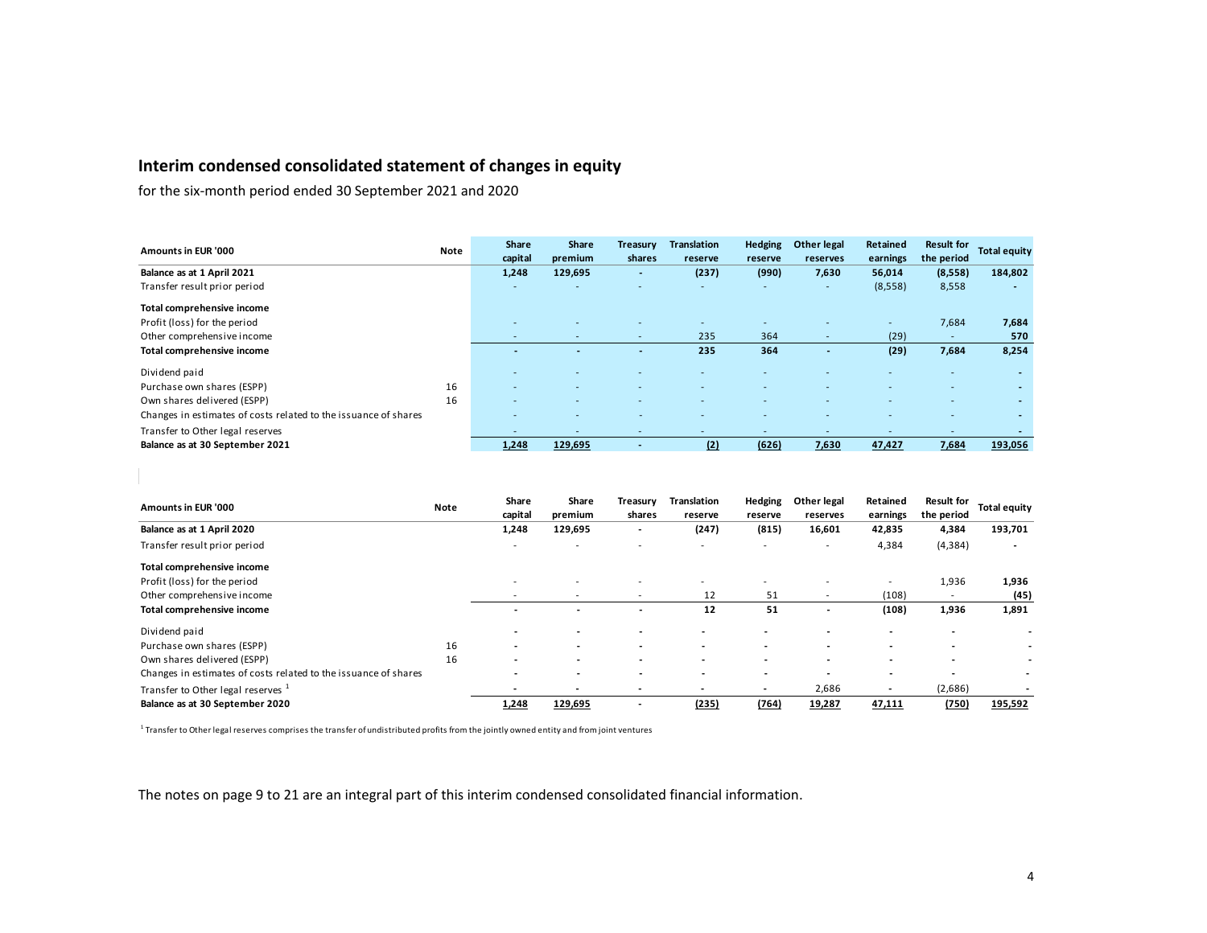## Interim condensed consolidated statement of changes in equity

for the six-month period ended 30 September 2021 and 2020

| Amounts in EUR '000 | Note | Share capital | Share premium | Treasury shares | Translation reserve | Hedging reserve | Other legal reserves | Retained earnings | Result for the period | Total equity |
|---|---|---|---|---|---|---|---|---|---|---|
| **Balance as at 1 April 2021** | | **1,248** | **129,695** | **-** | **(237)** | **(990)** | **7,630** | **56,014** | **(8,558)** | **184,802** |
| Transfer result prior period | | - | - | - | - | - | - | (8,558) | 8,558 | - |
| **Total comprehensive income** | | | | | | | | | | |
| Profit (loss) for the period | | - | - | - | - | - | - | - | 7,684 | **7,684** |
| Other comprehensive income | | - | - | - | 235 | 364 | - | (29) | - | **570** |
| **Total comprehensive income** | | **-** | **-** | **-** | **235** | **364** | **-** | **(29)** | **7,684** | **8,254** |
| Dividend paid | | - | - | - | - | - | - | - | - | - |
| Purchase own shares (ESPP) | 16 | - | - | - | - | - | - | - | - | - |
| Own shares delivered (ESPP) | 16 | - | - | - | - | - | - | - | - | - |
| Changes in estimates of costs related to the issuance of shares | | - | - | - | - | - | - | - | - | - |
| Transfer to Other legal reserves | | - | - | - | - | - | - | - | - | - |
| **Balance as at 30 September 2021** | | **1,248** | **129,695** | **-** | **(2)** | **(626)** | **7,630** | **47,427** | **7,684** | **193,056** |

| Amounts in EUR '000 | Note | Share capital | Share premium | Treasury shares | Translation reserve | Hedging reserve | Other legal reserves | Retained earnings | Result for the period | Total equity |
|---|---|---|---|---|---|---|---|---|---|---|
| **Balance as at 1 April 2020** | | **1,248** | **129,695** | **-** | **(247)** | **(815)** | **16,601** | **42,835** | **4,384** | **193,701** |
| Transfer result prior period | | - | - | - | - | - | - | 4,384 | (4,384) | - |
| **Total comprehensive income** | | | | | | | | | | |
| Profit (loss) for the period | | - | - | - | - | - | - | - | 1,936 | **1,936** |
| Other comprehensive income | | - | - | - | 12 | 51 | - | (108) | - | **(45)** |
| **Total comprehensive income** | | **-** | **-** | **-** | **12** | **51** | **-** | **(108)** | **1,936** | **1,891** |
| Dividend paid | | - | - | - | - | - | - | - | - | - |
| Purchase own shares (ESPP) | 16 | - | - | - | - | - | - | - | - | - |
| Own shares delivered (ESPP) | 16 | - | - | - | - | - | - | - | - | - |
| Changes in estimates of costs related to the issuance of shares | | - | - | - | - | - | - | - | - | - |
| Transfer to Other legal reserves [1] | | - | - | - | - | - | 2,686 | - | (2,686) | - |
| **Balance as at 30 September 2020** | | **1,248** | **129,695** | **-** | **(235)** | **(764)** | **19,287** | **47,111** | **(750)** | **195,592** |

[1] Transfer to Other legal reserves comprises the transfer of undistributed profits from the jointly owned entity and from joint ventures

The notes on page 9 to 21 are an integral part of this interim condensed consolidated financial information.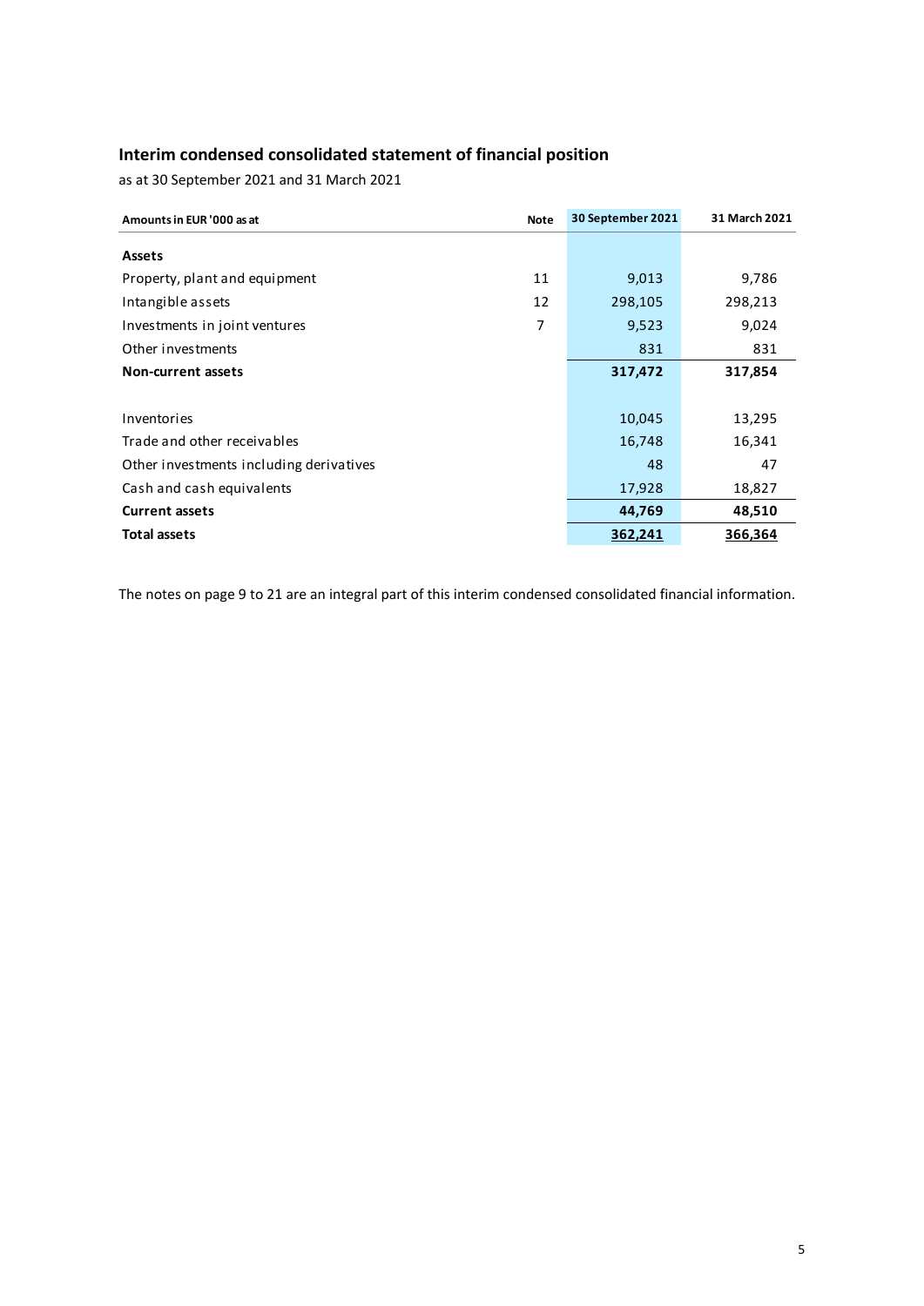## Interim condensed consolidated statement of financial position

as at 30 September 2021 and 31 March 2021

| Amounts in EUR '000 as at | Note | 30 September 2021 | 31 March 2021 |
|---|---|---|---|
| **Assets** | | | |
| Property, plant and equipment | 11 | 9,013 | 9,786 |
| Intangible assets | 12 | 298,105 | 298,213 |
| Investments in joint ventures | 7 | 9,523 | 9,024 |
| Other investments | | 831 | 831 |
| **Non-current assets** | | **317,472** | **317,854** |
| | | | |
| Inventories | | 10,045 | 13,295 |
| Trade and other receivables | | 16,748 | 16,341 |
| Other investments including derivatives | | 48 | 47 |
| Cash and cash equivalents | | 17,928 | 18,827 |
| **Current assets** | | **44,769** | **48,510** |
| **Total assets** | | **362,241** | **366,364** |

The notes on page 9 to 21 are an integral part of this interim condensed consolidated financial information.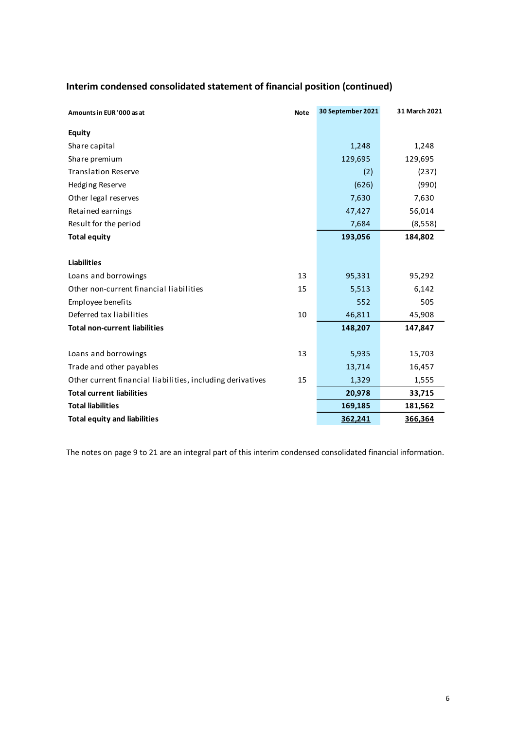## Interim condensed consolidated statement of financial position (continued)

| Amounts in EUR '000 as at | Note | 30 September 2021 | 31 March 2021 |
|---|---|---|---|
| **Equity** | | | |
| Share capital | | 1,248 | 1,248 |
| Share premium | | 129,695 | 129,695 |
| Translation Reserve | | (2) | (237) |
| Hedging Reserve | | (626) | (990) |
| Other legal reserves | | 7,630 | 7,630 |
| Retained earnings | | 47,427 | 56,014 |
| Result for the period | | 7,684 | (8,558) |
| **Total equity** | | **193,056** | **184,802** |
| | | | |
| **Liabilities** | | | |
| Loans and borrowings | 13 | 95,331 | 95,292 |
| Other non-current financial liabilities | 15 | 5,513 | 6,142 |
| Employee benefits | | 552 | 505 |
| Deferred tax liabilities | 10 | 46,811 | 45,908 |
| **Total non-current liabilities** | | **148,207** | **147,847** |
| | | | |
| Loans and borrowings | 13 | 5,935 | 15,703 |
| Trade and other payables | | 13,714 | 16,457 |
| Other current financial liabilities, including derivatives | 15 | 1,329 | 1,555 |
| **Total current liabilities** | | **20,978** | **33,715** |
| **Total liabilities** | | **169,185** | **181,562** |
| **Total equity and liabilities** | | **362,241** | **366,364** |

The notes on page 9 to 21 are an integral part of this interim condensed consolidated financial information.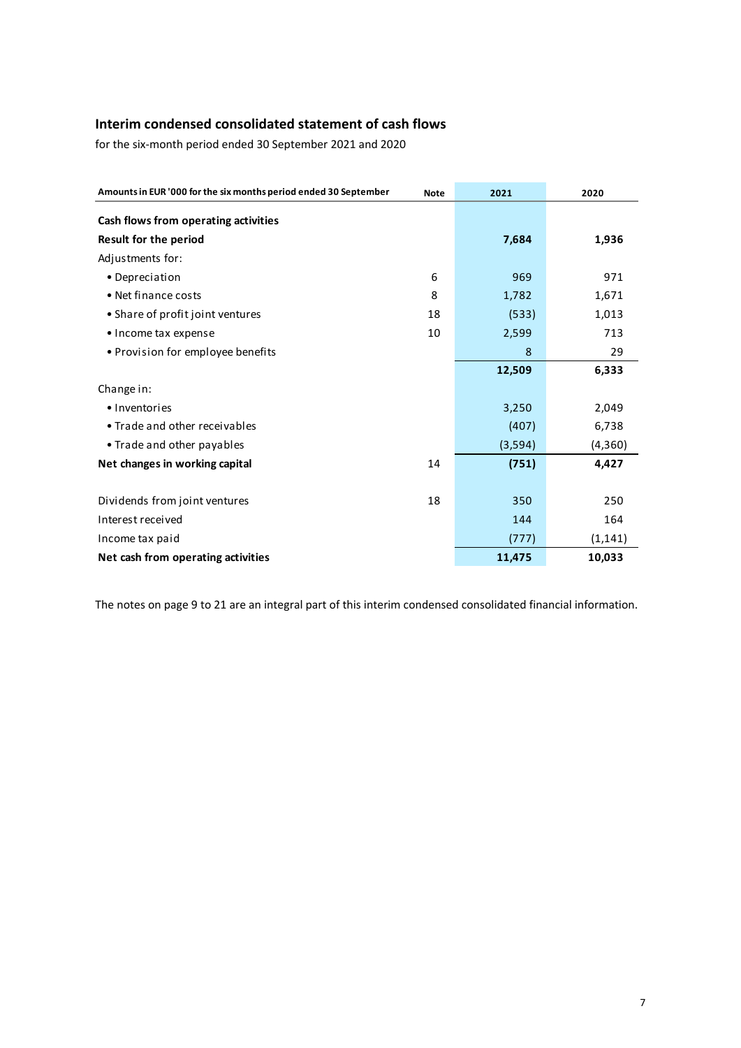## Interim condensed consolidated statement of cash flows

for the six-month period ended 30 September 2021 and 2020

| Amounts in EUR '000 for the six months period ended 30 September | Note | 2021 | 2020 |
|---|---|---|---|
| **Cash flows from operating activities** | | | |
| **Result for the period** | | **7,684** | **1,936** |
| Adjustments for: | | | |
| • Depreciation | 6 | 969 | 971 |
| • Net finance costs | 8 | 1,782 | 1,671 |
| • Share of profit joint ventures | 18 | (533) | 1,013 |
| • Income tax expense | 10 | 2,599 | 713 |
| • Provision for employee benefits | | 8 | 29 |
| | | **12,509** | **6,333** |
| Change in: | | | |
| • Inventories | | 3,250 | 2,049 |
| • Trade and other receivables | | (407) | 6,738 |
| • Trade and other payables | | (3,594) | (4,360) |
| **Net changes in working capital** | 14 | **(751)** | **4,427** |
| | | | |
| Dividends from joint ventures | 18 | 350 | 250 |
| Interest received | | 144 | 164 |
| Income tax paid | | (777) | (1,141) |
| **Net cash from operating activities** | | **11,475** | **10,033** |

The notes on page 9 to 21 are an integral part of this interim condensed consolidated financial information.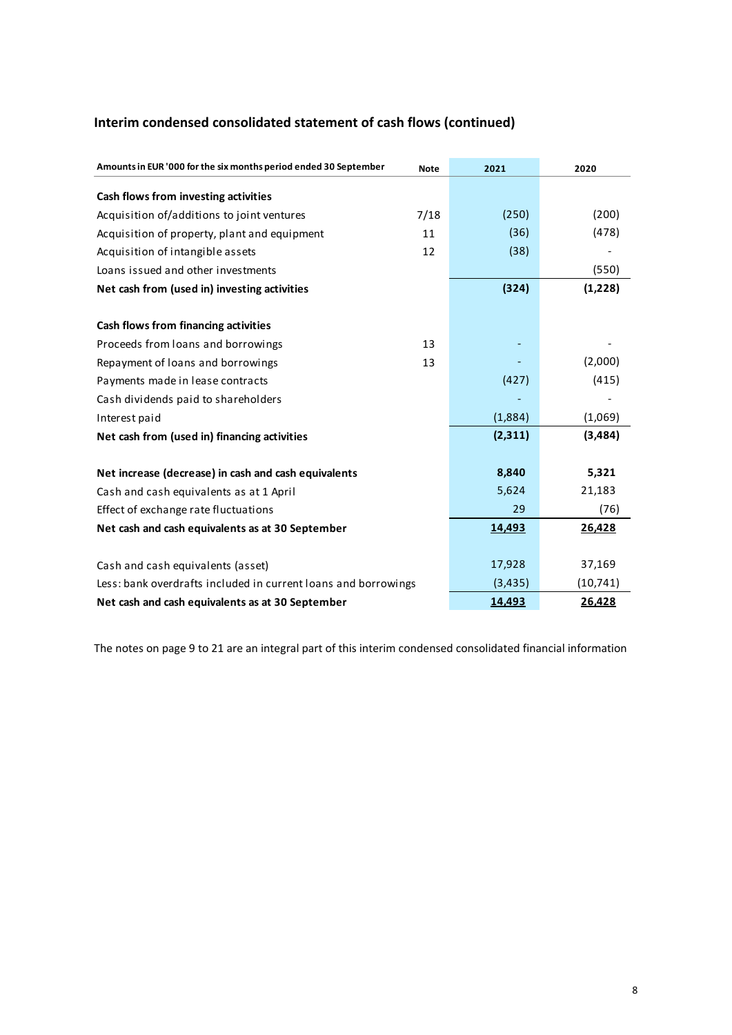## Interim condensed consolidated statement of cash flows (continued)

| Amounts in EUR '000 for the six months period ended 30 September | Note | 2021 | 2020 |
|---|---|---|---|
| **Cash flows from investing activities** | | | |
| Acquisition of/additions to joint ventures | 7/18 | (250) | (200) |
| Acquisition of property, plant and equipment | 11 | (36) | (478) |
| Acquisition of intangible assets | 12 | (38) | - |
| Loans issued and other investments | | | (550) |
| **Net cash from (used in) investing activities** | | **(324)** | **(1,228)** |
| | | | |
| **Cash flows from financing activities** | | | |
| Proceeds from loans and borrowings | 13 | - | - |
| Repayment of loans and borrowings | 13 | - | (2,000) |
| Payments made in lease contracts | | (427) | (415) |
| Cash dividends paid to shareholders | | - | - |
| Interest paid | | (1,884) | (1,069) |
| **Net cash from (used in) financing activities** | | **(2,311)** | **(3,484)** |
| | | | |
| **Net increase (decrease) in cash and cash equivalents** | | **8,840** | **5,321** |
| Cash and cash equivalents as at 1 April | | 5,624 | 21,183 |
| Effect of exchange rate fluctuations | | 29 | (76) |
| **Net cash and cash equivalents as at 30 September** | | **14,493** | **26,428** |
| | | | |
| Cash and cash equivalents (asset) | | 17,928 | 37,169 |
| Less: bank overdrafts included in current loans and borrowings | | (3,435) | (10,741) |
| **Net cash and cash equivalents as at 30 September** | | **14,493** | **26,428** |

The notes on page 9 to 21 are an integral part of this interim condensed consolidated financial information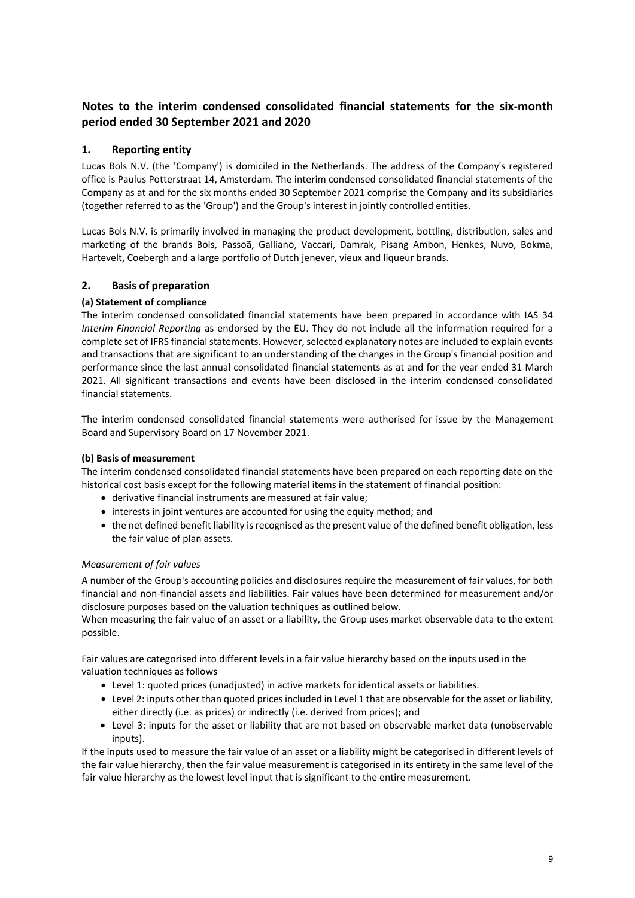## Notes to the interim condensed consolidated financial statements for the six-month period ended 30 September 2021 and 2020

### 1. Reporting entity

Lucas Bols N.V. (the 'Company') is domiciled in the Netherlands. The address of the Company's registered office is Paulus Potterstraat 14, Amsterdam. The interim condensed consolidated financial statements of the Company as at and for the six months ended 30 September 2021 comprise the Company and its subsidiaries (together referred to as the 'Group') and the Group's interest in jointly controlled entities.

Lucas Bols N.V. is primarily involved in managing the product development, bottling, distribution, sales and marketing of the brands Bols, Passoã, Galliano, Vaccari, Damrak, Pisang Ambon, Henkes, Nuvo, Bokma, Hartevelt, Coebergh and a large portfolio of Dutch jenever, vieux and liqueur brands.

### 2. Basis of preparation

**(a) Statement of compliance**

The interim condensed consolidated financial statements have been prepared in accordance with IAS 34 *Interim Financial Reporting* as endorsed by the EU. They do not include all the information required for a complete set of IFRS financial statements. However, selected explanatory notes are included to explain events and transactions that are significant to an understanding of the changes in the Group's financial position and performance since the last annual consolidated financial statements as at and for the year ended 31 March 2021. All significant transactions and events have been disclosed in the interim condensed consolidated financial statements.

The interim condensed consolidated financial statements were authorised for issue by the Management Board and Supervisory Board on 17 November 2021.

**(b) Basis of measurement**

The interim condensed consolidated financial statements have been prepared on each reporting date on the historical cost basis except for the following material items in the statement of financial position:

- derivative financial instruments are measured at fair value;
- interests in joint ventures are accounted for using the equity method; and
- the net defined benefit liability is recognised as the present value of the defined benefit obligation, less the fair value of plan assets.

*Measurement of fair values*

A number of the Group's accounting policies and disclosures require the measurement of fair values, for both financial and non-financial assets and liabilities. Fair values have been determined for measurement and/or disclosure purposes based on the valuation techniques as outlined below.
When measuring the fair value of an asset or a liability, the Group uses market observable data to the extent possible.

Fair values are categorised into different levels in a fair value hierarchy based on the inputs used in the valuation techniques as follows

- Level 1: quoted prices (unadjusted) in active markets for identical assets or liabilities.
- Level 2: inputs other than quoted prices included in Level 1 that are observable for the asset or liability, either directly (i.e. as prices) or indirectly (i.e. derived from prices); and
- Level 3: inputs for the asset or liability that are not based on observable market data (unobservable inputs).

If the inputs used to measure the fair value of an asset or a liability might be categorised in different levels of the fair value hierarchy, then the fair value measurement is categorised in its entirety in the same level of the fair value hierarchy as the lowest level input that is significant to the entire measurement.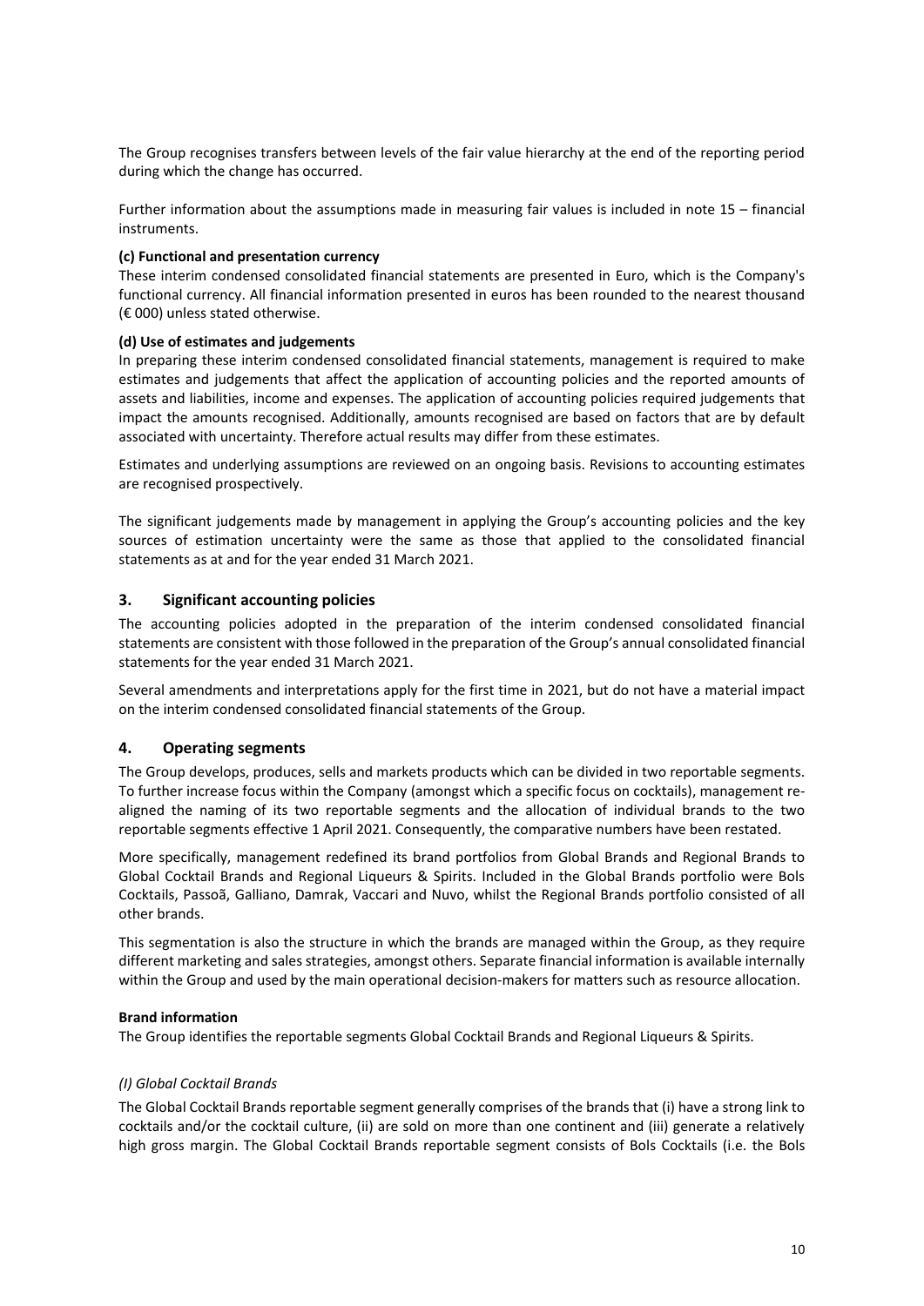The Group recognises transfers between levels of the fair value hierarchy at the end of the reporting period during which the change has occurred.

Further information about the assumptions made in measuring fair values is included in note 15 – financial instruments.

**(c) Functional and presentation currency**

These interim condensed consolidated financial statements are presented in Euro, which is the Company's functional currency. All financial information presented in euros has been rounded to the nearest thousand (€ 000) unless stated otherwise.

**(d) Use of estimates and judgements**

In preparing these interim condensed consolidated financial statements, management is required to make estimates and judgements that affect the application of accounting policies and the reported amounts of assets and liabilities, income and expenses. The application of accounting policies required judgements that impact the amounts recognised. Additionally, amounts recognised are based on factors that are by default associated with uncertainty. Therefore actual results may differ from these estimates.

Estimates and underlying assumptions are reviewed on an ongoing basis. Revisions to accounting estimates are recognised prospectively.

The significant judgements made by management in applying the Group's accounting policies and the key sources of estimation uncertainty were the same as those that applied to the consolidated financial statements as at and for the year ended 31 March 2021.

## 3. Significant accounting policies

The accounting policies adopted in the preparation of the interim condensed consolidated financial statements are consistent with those followed in the preparation of the Group's annual consolidated financial statements for the year ended 31 March 2021.

Several amendments and interpretations apply for the first time in 2021, but do not have a material impact on the interim condensed consolidated financial statements of the Group.

## 4. Operating segments

The Group develops, produces, sells and markets products which can be divided in two reportable segments. To further increase focus within the Company (amongst which a specific focus on cocktails), management re-aligned the naming of its two reportable segments and the allocation of individual brands to the two reportable segments effective 1 April 2021. Consequently, the comparative numbers have been restated.

More specifically, management redefined its brand portfolios from Global Brands and Regional Brands to Global Cocktail Brands and Regional Liqueurs & Spirits. Included in the Global Brands portfolio were Bols Cocktails, Passoã, Galliano, Damrak, Vaccari and Nuvo, whilst the Regional Brands portfolio consisted of all other brands.

This segmentation is also the structure in which the brands are managed within the Group, as they require different marketing and sales strategies, amongst others. Separate financial information is available internally within the Group and used by the main operational decision-makers for matters such as resource allocation.

**Brand information**

The Group identifies the reportable segments Global Cocktail Brands and Regional Liqueurs & Spirits.

*(I) Global Cocktail Brands*

The Global Cocktail Brands reportable segment generally comprises of the brands that (i) have a strong link to cocktails and/or the cocktail culture, (ii) are sold on more than one continent and (iii) generate a relatively high gross margin. The Global Cocktail Brands reportable segment consists of Bols Cocktails (i.e. the Bols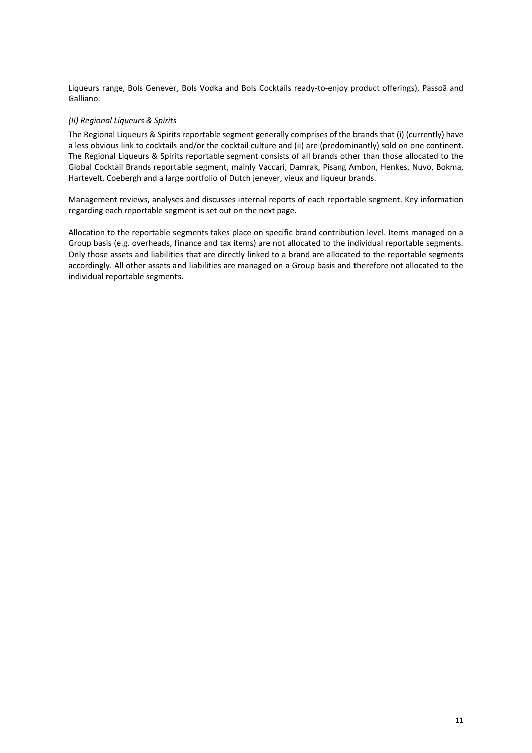Liqueurs range, Bols Genever, Bols Vodka and Bols Cocktails ready-to-enjoy product offerings), Passoã and Galliano.

*(II) Regional Liqueurs & Spirits*

The Regional Liqueurs & Spirits reportable segment generally comprises of the brands that (i) (currently) have a less obvious link to cocktails and/or the cocktail culture and (ii) are (predominantly) sold on one continent. The Regional Liqueurs & Spirits reportable segment consists of all brands other than those allocated to the Global Cocktail Brands reportable segment, mainly Vaccari, Damrak, Pisang Ambon, Henkes, Nuvo, Bokma, Hartevelt, Coebergh and a large portfolio of Dutch jenever, vieux and liqueur brands.

Management reviews, analyses and discusses internal reports of each reportable segment. Key information regarding each reportable segment is set out on the next page.

Allocation to the reportable segments takes place on specific brand contribution level. Items managed on a Group basis (e.g. overheads, finance and tax items) are not allocated to the individual reportable segments. Only those assets and liabilities that are directly linked to a brand are allocated to the reportable segments accordingly. All other assets and liabilities are managed on a Group basis and therefore not allocated to the individual reportable segments.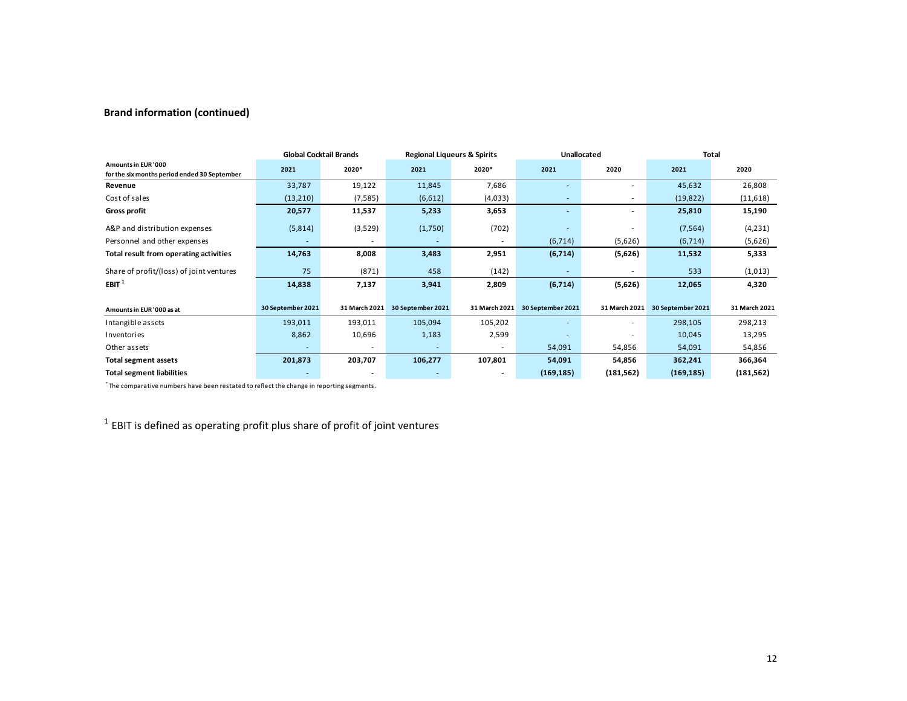### Brand information (continued)

| Amounts in EUR '000 for the six months period ended 30 September | Global Cocktail Brands 2021 | Global Cocktail Brands 2020* | Regional Liqueurs & Spirits 2021 | Regional Liqueurs & Spirits 2020* | Unallocated 2021 | Unallocated 2020 | Total 2021 | Total 2020 |
|---|---|---|---|---|---|---|---|---|
| **Revenue** | 33,787 | 19,122 | 11,845 | 7,686 | - | - | 45,632 | 26,808 |
| Cost of sales | (13,210) | (7,585) | (6,612) | (4,033) | - | - | (19,822) | (11,618) |
| **Gross profit** | **20,577** | **11,537** | **5,233** | **3,653** | **-** | **-** | **25,810** | **15,190** |
| A&P and distribution expenses | (5,814) | (3,529) | (1,750) | (702) | - | - | (7,564) | (4,231) |
| Personnel and other expenses | - | - | - | - | (6,714) | (5,626) | (6,714) | (5,626) |
| **Total result from operating activities** | **14,763** | **8,008** | **3,483** | **2,951** | **(6,714)** | **(5,626)** | **11,532** | **5,333** |
| Share of profit/(loss) of joint ventures | 75 | (871) | 458 | (142) | - | - | 533 | (1,013) |
| **EBIT** [1] | **14,838** | **7,137** | **3,941** | **2,809** | **(6,714)** | **(5,626)** | **12,065** | **4,320** |

| Amounts in EUR '000 as at | Global Cocktail Brands 30 September 2021 | Global Cocktail Brands 31 March 2021 | Regional Liqueurs & Spirits 30 September 2021 | Regional Liqueurs & Spirits 31 March 2021 | Unallocated 30 September 2021 | Unallocated 31 March 2021 | Total 30 September 2021 | Total 31 March 2021 |
|---|---|---|---|---|---|---|---|---|
| Intangible assets | 193,011 | 193,011 | 105,094 | 105,202 | - | - | 298,105 | 298,213 |
| Inventories | 8,862 | 10,696 | 1,183 | 2,599 | - | - | 10,045 | 13,295 |
| Other assets | - | - | - | - | 54,091 | 54,856 | 54,091 | 54,856 |
| **Total segment assets** | **201,873** | **203,707** | **106,277** | **107,801** | **54,091** | **54,856** | **362,241** | **366,364** |
| **Total segment liabilities** | **-** | **-** | **-** | **-** | **(169,185)** | **(181,562)** | **(169,185)** | **(181,562)** |

* The comparative numbers have been restated to reflect the change in reporting segments.

[1] EBIT is defined as operating profit plus share of profit of joint ventures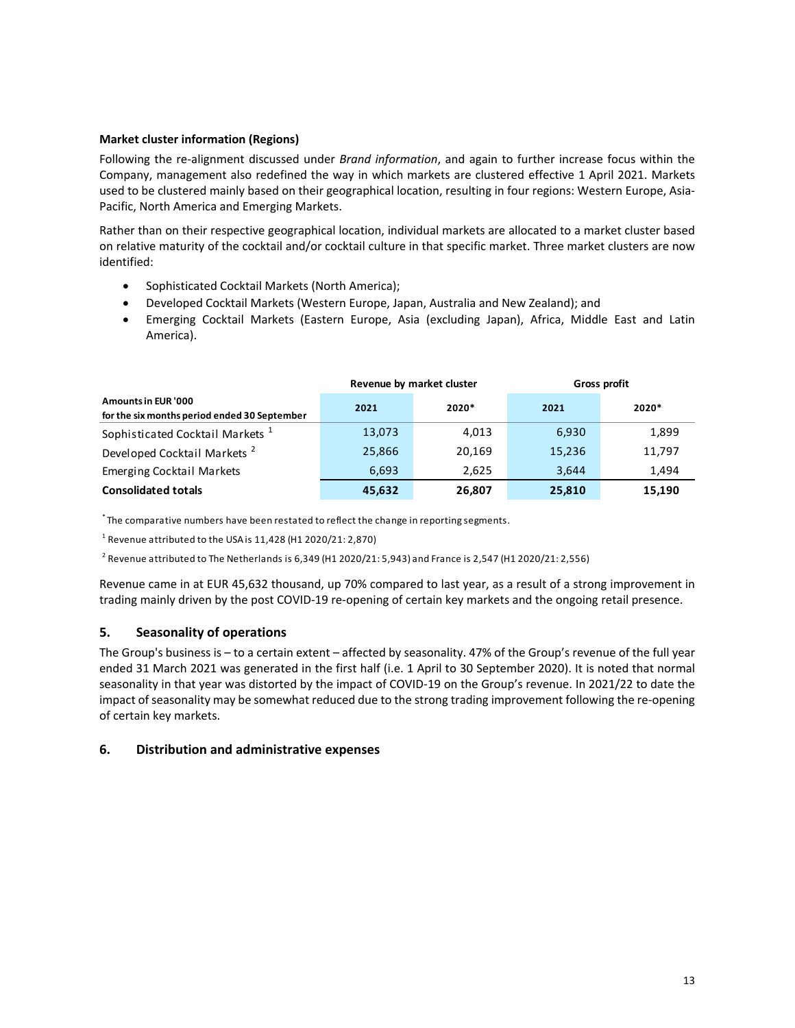**Market cluster information (Regions)**

Following the re-alignment discussed under *Brand information*, and again to further increase focus within the Company, management also redefined the way in which markets are clustered effective 1 April 2021. Markets used to be clustered mainly based on their geographical location, resulting in four regions: Western Europe, Asia-Pacific, North America and Emerging Markets.

Rather than on their respective geographical location, individual markets are allocated to a market cluster based on relative maturity of the cocktail and/or cocktail culture in that specific market. Three market clusters are now identified:

- Sophisticated Cocktail Markets (North America);
- Developed Cocktail Markets (Western Europe, Japan, Australia and New Zealand); and
- Emerging Cocktail Markets (Eastern Europe, Asia (excluding Japan), Africa, Middle East and Latin America).

| | Revenue by market cluster | | Gross profit | |
|---|---|---|---|---|
| **Amounts in EUR '000 for the six months period ended 30 September** | **2021** | **2020*** | **2021** | **2020*** |
| Sophisticated Cocktail Markets [1] | 13,073 | 4,013 | 6,930 | 1,899 |
| Developed Cocktail Markets [2] | 25,866 | 20,169 | 15,236 | 11,797 |
| Emerging Cocktail Markets | 6,693 | 2,625 | 3,644 | 1,494 |
| **Consolidated totals** | **45,632** | **26,807** | **25,810** | **15,190** |

* The comparative numbers have been restated to reflect the change in reporting segments.

[1] Revenue attributed to the USA is 11,428 (H1 2020/21: 2,870)

[2] Revenue attributed to The Netherlands is 6,349 (H1 2020/21: 5,943) and France is 2,547 (H1 2020/21: 2,556)

Revenue came in at EUR 45,632 thousand, up 70% compared to last year, as a result of a strong improvement in trading mainly driven by the post COVID-19 re-opening of certain key markets and the ongoing retail presence.

## 5. Seasonality of operations

The Group's business is – to a certain extent – affected by seasonality. 47% of the Group's revenue of the full year ended 31 March 2021 was generated in the first half (i.e. 1 April to 30 September 2020). It is noted that normal seasonality in that year was distorted by the impact of COVID-19 on the Group's revenue. In 2021/22 to date the impact of seasonality may be somewhat reduced due to the strong trading improvement following the re-opening of certain key markets.

## 6. Distribution and administrative expenses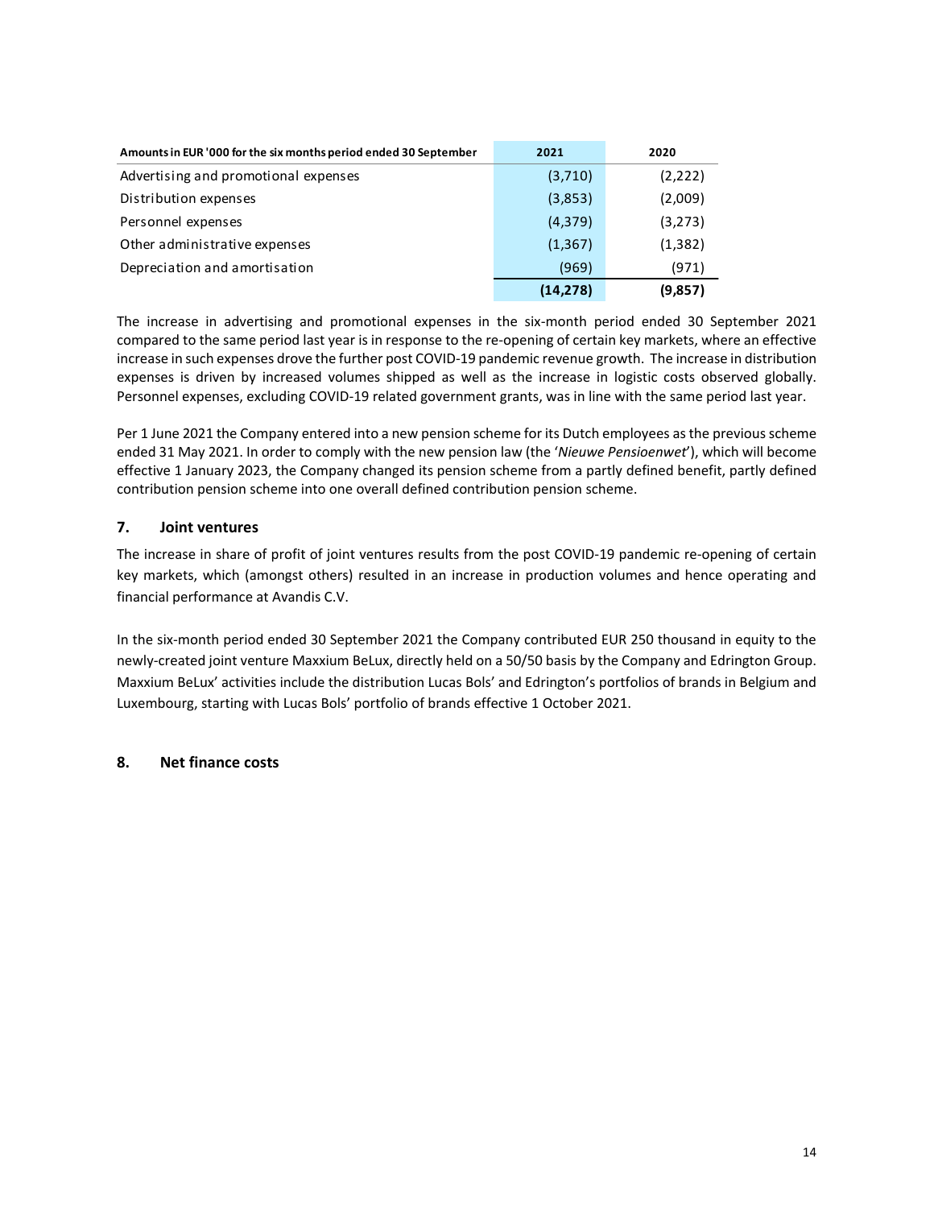| Amounts in EUR '000 for the six months period ended 30 September | 2021 | 2020 |
|---|---|---|
| Advertising and promotional expenses | (3,710) | (2,222) |
| Distribution expenses | (3,853) | (2,009) |
| Personnel expenses | (4,379) | (3,273) |
| Other administrative expenses | (1,367) | (1,382) |
| Depreciation and amortisation | (969) | (971) |
| | **(14,278)** | **(9,857)** |

The increase in advertising and promotional expenses in the six-month period ended 30 September 2021 compared to the same period last year is in response to the re-opening of certain key markets, where an effective increase in such expenses drove the further post COVID-19 pandemic revenue growth. The increase in distribution expenses is driven by increased volumes shipped as well as the increase in logistic costs observed globally. Personnel expenses, excluding COVID-19 related government grants, was in line with the same period last year.

Per 1 June 2021 the Company entered into a new pension scheme for its Dutch employees as the previous scheme ended 31 May 2021. In order to comply with the new pension law (the '*Nieuwe Pensioenwet*'), which will become effective 1 January 2023, the Company changed its pension scheme from a partly defined benefit, partly defined contribution pension scheme into one overall defined contribution pension scheme.

## 7. Joint ventures

The increase in share of profit of joint ventures results from the post COVID-19 pandemic re-opening of certain key markets, which (amongst others) resulted in an increase in production volumes and hence operating and financial performance at Avandis C.V.

In the six-month period ended 30 September 2021 the Company contributed EUR 250 thousand in equity to the newly-created joint venture Maxxium BeLux, directly held on a 50/50 basis by the Company and Edrington Group. Maxxium BeLux' activities include the distribution Lucas Bols' and Edrington's portfolios of brands in Belgium and Luxembourg, starting with Lucas Bols' portfolio of brands effective 1 October 2021.

## 8. Net finance costs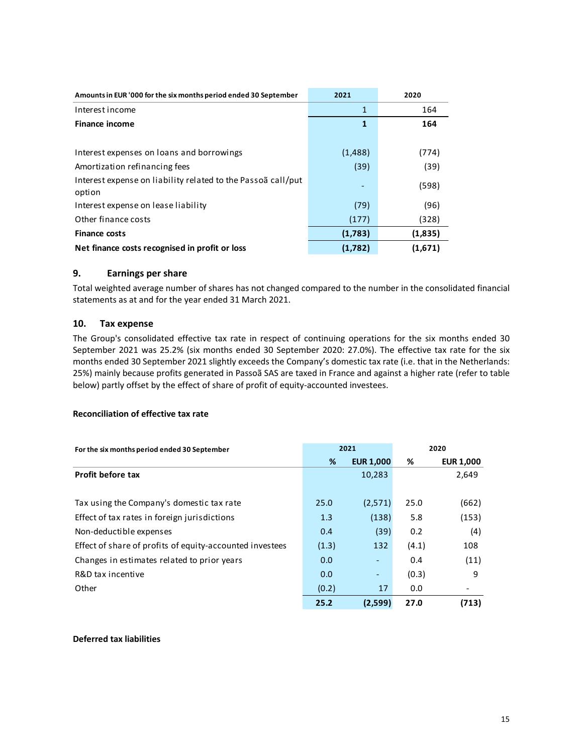| Amounts in EUR '000 for the six months period ended 30 September | 2021 | 2020 |
|---|---|---|
| Interest income | 1 | 164 |
| **Finance income** | **1** | **164** |
| | | |
| Interest expenses on loans and borrowings | (1,488) | (774) |
| Amortization refinancing fees | (39) | (39) |
| Interest expense on liability related to the Passoã call/put option | - | (598) |
| Interest expense on lease liability | (79) | (96) |
| Other finance costs | (177) | (328) |
| **Finance costs** | **(1,783)** | **(1,835)** |
| **Net finance costs recognised in profit or loss** | **(1,782)** | **(1,671)** |

## 9. Earnings per share

Total weighted average number of shares has not changed compared to the number in the consolidated financial statements as at and for the year ended 31 March 2021.

## 10. Tax expense

The Group's consolidated effective tax rate in respect of continuing operations for the six months ended 30 September 2021 was 25.2% (six months ended 30 September 2020: 27.0%). The effective tax rate for the six months ended 30 September 2021 slightly exceeds the Company's domestic tax rate (i.e. that in the Netherlands: 25%) mainly because profits generated in Passoã SAS are taxed in France and against a higher rate (refer to table below) partly offset by the effect of share of profit of equity-accounted investees.

**Reconciliation of effective tax rate**

| For the six months period ended 30 September | 2021 | | 2020 | |
|---|---|---|---|---|
| | **%** | **EUR 1,000** | **%** | **EUR 1,000** |
| **Profit before tax** | | 10,283 | | 2,649 |
| | | | | |
| Tax using the Company's domestic tax rate | 25.0 | (2,571) | 25.0 | (662) |
| Effect of tax rates in foreign jurisdictions | 1.3 | (138) | 5.8 | (153) |
| Non-deductible expenses | 0.4 | (39) | 0.2 | (4) |
| Effect of share of profits of equity-accounted investees | (1.3) | 132 | (4.1) | 108 |
| Changes in estimates related to prior years | 0.0 | - | 0.4 | (11) |
| R&D tax incentive | 0.0 | - | (0.3) | 9 |
| Other | (0.2) | 17 | 0.0 | - |
| | **25.2** | **(2,599)** | **27.0** | **(713)** |

**Deferred tax liabilities**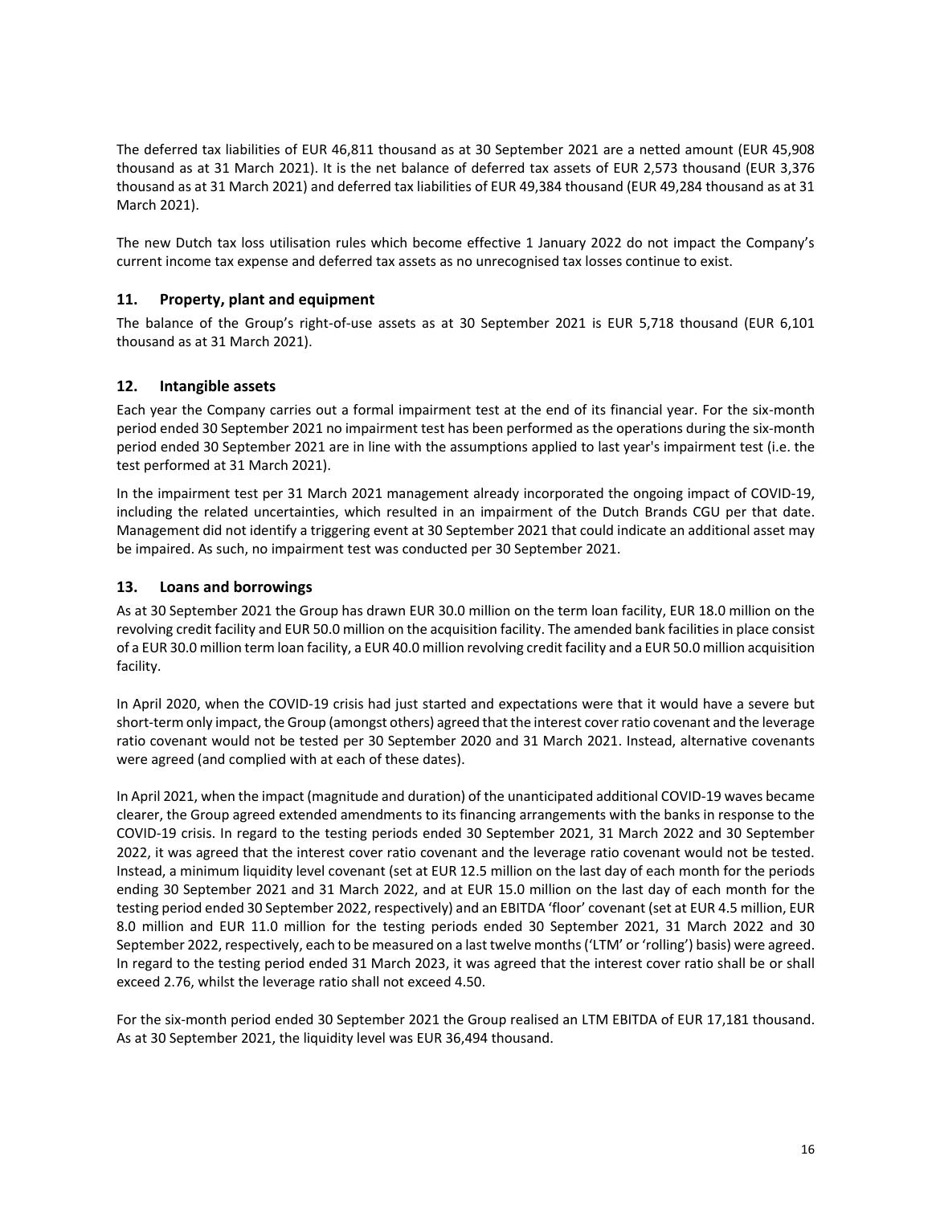The deferred tax liabilities of EUR 46,811 thousand as at 30 September 2021 are a netted amount (EUR 45,908 thousand as at 31 March 2021). It is the net balance of deferred tax assets of EUR 2,573 thousand (EUR 3,376 thousand as at 31 March 2021) and deferred tax liabilities of EUR 49,384 thousand (EUR 49,284 thousand as at 31 March 2021).

The new Dutch tax loss utilisation rules which become effective 1 January 2022 do not impact the Company's current income tax expense and deferred tax assets as no unrecognised tax losses continue to exist.

## 11. Property, plant and equipment

The balance of the Group's right-of-use assets as at 30 September 2021 is EUR 5,718 thousand (EUR 6,101 thousand as at 31 March 2021).

## 12. Intangible assets

Each year the Company carries out a formal impairment test at the end of its financial year. For the six-month period ended 30 September 2021 no impairment test has been performed as the operations during the six-month period ended 30 September 2021 are in line with the assumptions applied to last year's impairment test (i.e. the test performed at 31 March 2021).

In the impairment test per 31 March 2021 management already incorporated the ongoing impact of COVID-19, including the related uncertainties, which resulted in an impairment of the Dutch Brands CGU per that date. Management did not identify a triggering event at 30 September 2021 that could indicate an additional asset may be impaired. As such, no impairment test was conducted per 30 September 2021.

## 13. Loans and borrowings

As at 30 September 2021 the Group has drawn EUR 30.0 million on the term loan facility, EUR 18.0 million on the revolving credit facility and EUR 50.0 million on the acquisition facility. The amended bank facilities in place consist of a EUR 30.0 million term loan facility, a EUR 40.0 million revolving credit facility and a EUR 50.0 million acquisition facility.

In April 2020, when the COVID-19 crisis had just started and expectations were that it would have a severe but short-term only impact, the Group (amongst others) agreed that the interest cover ratio covenant and the leverage ratio covenant would not be tested per 30 September 2020 and 31 March 2021. Instead, alternative covenants were agreed (and complied with at each of these dates).

In April 2021, when the impact (magnitude and duration) of the unanticipated additional COVID-19 waves became clearer, the Group agreed extended amendments to its financing arrangements with the banks in response to the COVID-19 crisis. In regard to the testing periods ended 30 September 2021, 31 March 2022 and 30 September 2022, it was agreed that the interest cover ratio covenant and the leverage ratio covenant would not be tested. Instead, a minimum liquidity level covenant (set at EUR 12.5 million on the last day of each month for the periods ending 30 September 2021 and 31 March 2022, and at EUR 15.0 million on the last day of each month for the testing period ended 30 September 2022, respectively) and an EBITDA 'floor' covenant (set at EUR 4.5 million, EUR 8.0 million and EUR 11.0 million for the testing periods ended 30 September 2021, 31 March 2022 and 30 September 2022, respectively, each to be measured on a last twelve months ('LTM' or 'rolling') basis) were agreed. In regard to the testing period ended 31 March 2023, it was agreed that the interest cover ratio shall be or shall exceed 2.76, whilst the leverage ratio shall not exceed 4.50.

For the six-month period ended 30 September 2021 the Group realised an LTM EBITDA of EUR 17,181 thousand. As at 30 September 2021, the liquidity level was EUR 36,494 thousand.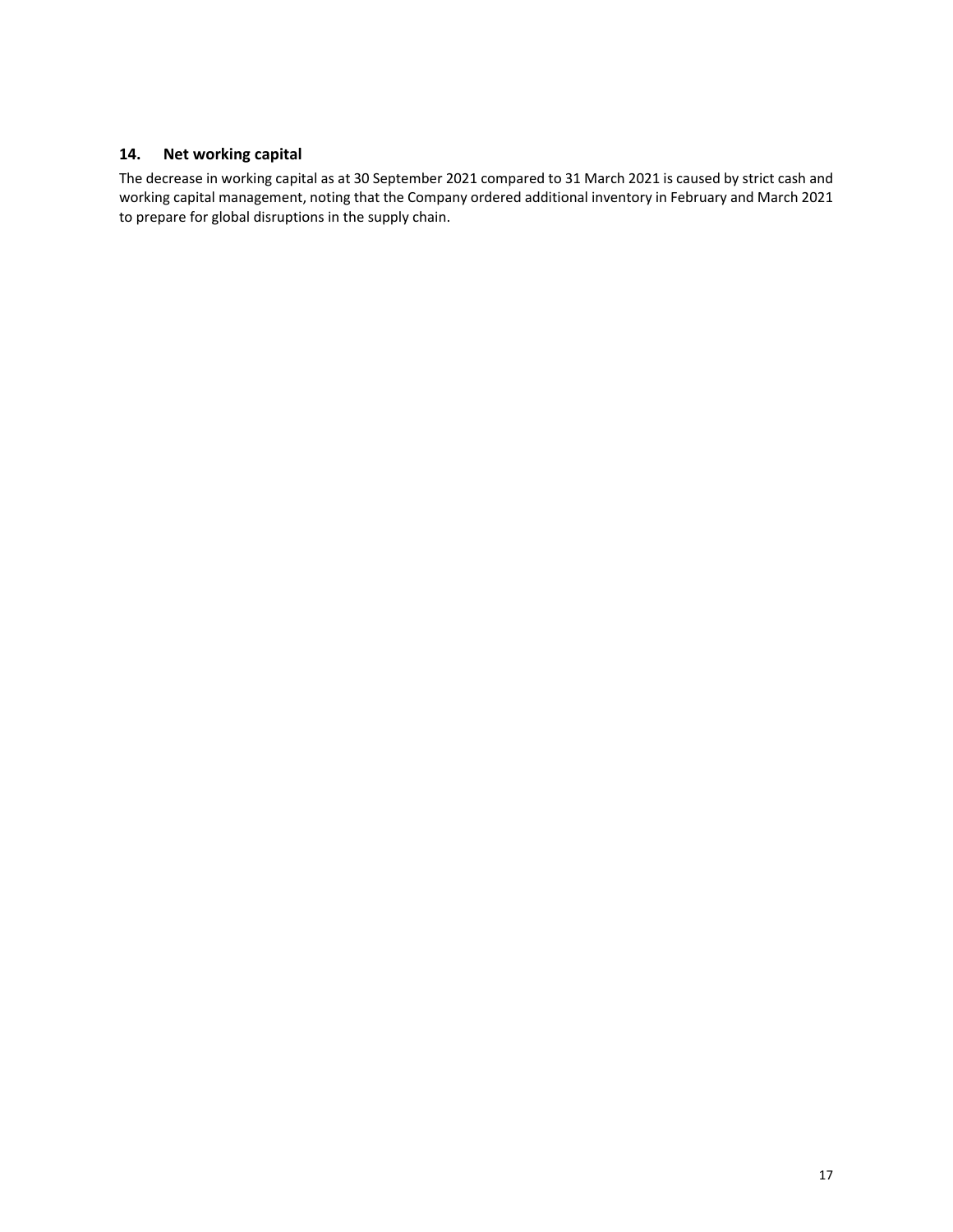## 14. Net working capital

The decrease in working capital as at 30 September 2021 compared to 31 March 2021 is caused by strict cash and working capital management, noting that the Company ordered additional inventory in February and March 2021 to prepare for global disruptions in the supply chain.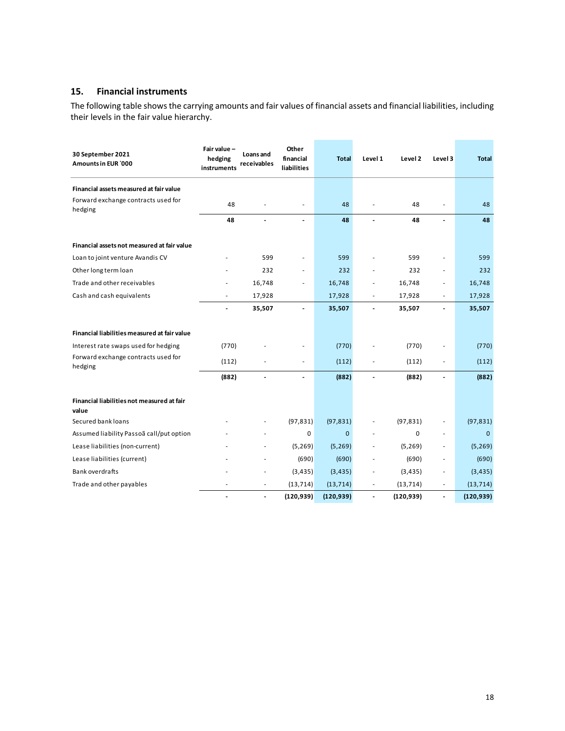## 15. Financial instruments

The following table shows the carrying amounts and fair values of financial assets and financial liabilities, including their levels in the fair value hierarchy.

| 30 September 2021<br>Amounts in EUR `000 | Fair value – hedging instruments | Loans and receivables | Other financial liabilities | Total | Level 1 | Level 2 | Level 3 | Total |
|---|---|---|---|---|---|---|---|---|
| **Financial assets measured at fair value** | | | | | | | | |
| Forward exchange contracts used for hedging | 48 | - | - | 48 | - | 48 | - | 48 |
| | **48** | **-** | **-** | **48** | **-** | **48** | **-** | **48** |
| **Financial assets not measured at fair value** | | | | | | | | |
| Loan to joint venture Avandis CV | - | 599 | - | 599 | - | 599 | - | 599 |
| Other long term loan | - | 232 | - | 232 | - | 232 | - | 232 |
| Trade and other receivables | - | 16,748 | - | 16,748 | - | 16,748 | - | 16,748 |
| Cash and cash equivalents | - | 17,928 | | 17,928 | - | 17,928 | - | 17,928 |
| | **-** | **35,507** | **-** | **35,507** | **-** | **35,507** | **-** | **35,507** |
| **Financial liabilities measured at fair value** | | | | | | | | |
| Interest rate swaps used for hedging | (770) | - | - | (770) | - | (770) | - | (770) |
| Forward exchange contracts used for hedging | (112) | - | - | (112) | - | (112) | - | (112) |
| | **(882)** | **-** | **-** | **(882)** | **-** | **(882)** | **-** | **(882)** |
| **Financial liabilities not measured at fair value** | | | | | | | | |
| Secured bank loans | - | - | (97,831) | (97,831) | - | (97,831) | - | (97,831) |
| Assumed liability Passoã call/put option | - | - | 0 | 0 | - | 0 | - | 0 |
| Lease liabilities (non-current) | - | - | (5,269) | (5,269) | - | (5,269) | - | (5,269) |
| Lease liabilities (current) | - | - | (690) | (690) | - | (690) | - | (690) |
| Bank overdrafts | - | - | (3,435) | (3,435) | - | (3,435) | - | (3,435) |
| Trade and other payables | - | - | (13,714) | (13,714) | - | (13,714) | - | (13,714) |
| | **-** | **-** | **(120,939)** | **(120,939)** | **-** | **(120,939)** | **-** | **(120,939)** |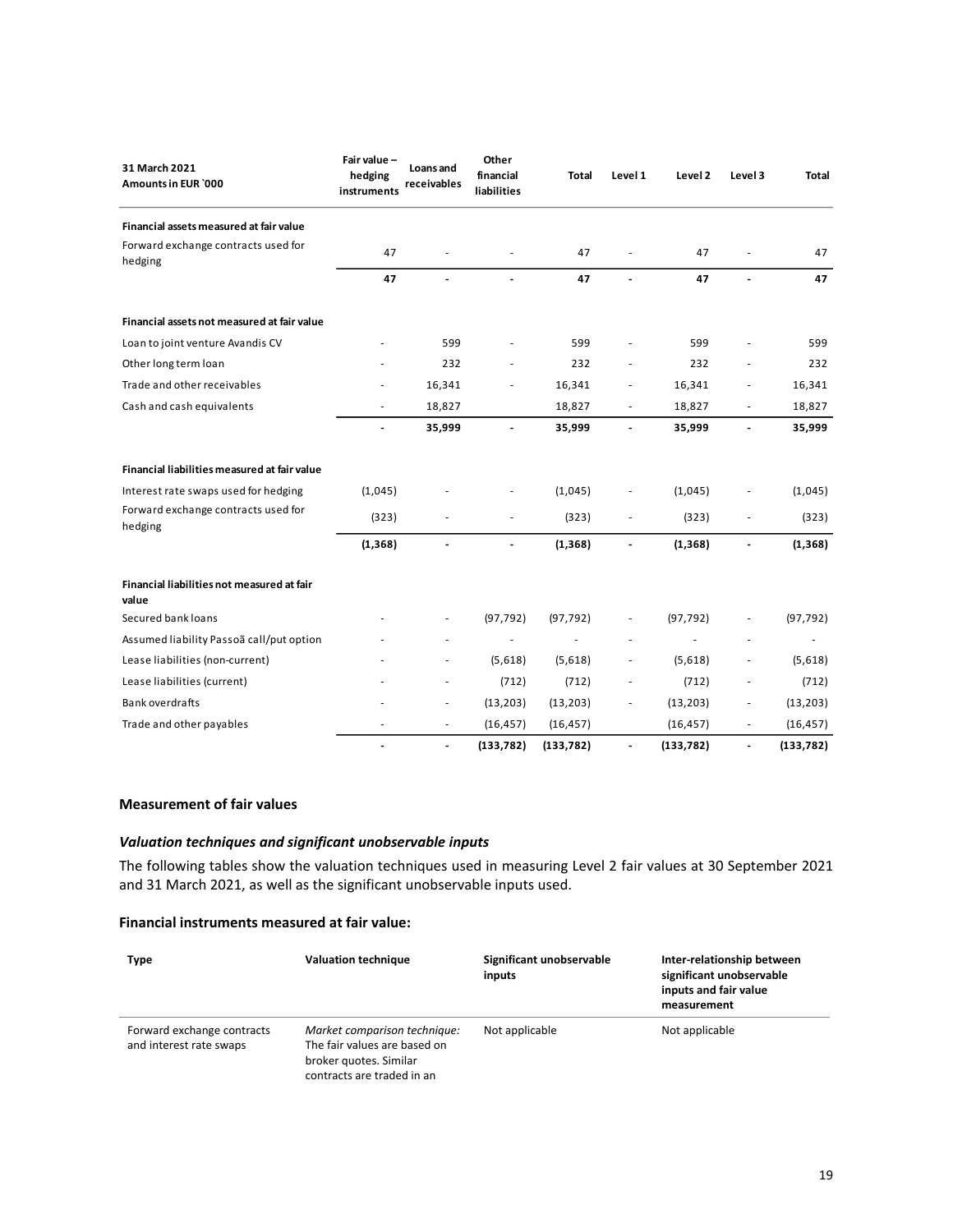| 31 March 2021<br>Amounts in EUR `000 | Fair value – hedging instruments | Loans and receivables | Other financial liabilities | Total | Level 1 | Level 2 | Level 3 | Total |
|---|---|---|---|---|---|---|---|---|
| **Financial assets measured at fair value** | | | | | | | | |
| Forward exchange contracts used for hedging | 47 | - | - | 47 | - | 47 | - | 47 |
| | **47** | **-** | **-** | **47** | **-** | **47** | **-** | **47** |
| **Financial assets not measured at fair value** | | | | | | | | |
| Loan to joint venture Avandis CV | - | 599 | - | 599 | - | 599 | - | 599 |
| Other long term loan | - | 232 | - | 232 | - | 232 | - | 232 |
| Trade and other receivables | - | 16,341 | - | 16,341 | - | 16,341 | - | 16,341 |
| Cash and cash equivalents | - | 18,827 | | 18,827 | - | 18,827 | - | 18,827 |
| | **-** | **35,999** | **-** | **35,999** | **-** | **35,999** | **-** | **35,999** |
| **Financial liabilities measured at fair value** | | | | | | | | |
| Interest rate swaps used for hedging | (1,045) | - | - | (1,045) | - | (1,045) | - | (1,045) |
| Forward exchange contracts used for hedging | (323) | - | - | (323) | - | (323) | - | (323) |
| | **(1,368)** | **-** | **-** | **(1,368)** | **-** | **(1,368)** | **-** | **(1,368)** |
| **Financial liabilities not measured at fair value** | | | | | | | | |
| Secured bank loans | - | - | (97,792) | (97,792) | - | (97,792) | - | (97,792) |
| Assumed liability Passoã call/put option | - | - | - | - | - | - | - | - |
| Lease liabilities (non-current) | - | - | (5,618) | (5,618) | - | (5,618) | - | (5,618) |
| Lease liabilities (current) | - | - | (712) | (712) | - | (712) | - | (712) |
| Bank overdrafts | - | - | (13,203) | (13,203) | - | (13,203) | - | (13,203) |
| Trade and other payables | - | - | (16,457) | (16,457) | | (16,457) | - | (16,457) |
| | **-** | **-** | **(133,782)** | **(133,782)** | **-** | **(133,782)** | **-** | **(133,782)** |

### Measurement of fair values

#### *Valuation techniques and significant unobservable inputs*

The following tables show the valuation techniques used in measuring Level 2 fair values at 30 September 2021 and 31 March 2021, as well as the significant unobservable inputs used.

#### Financial instruments measured at fair value:

| Type | Valuation technique | Significant unobservable inputs | Inter-relationship between significant unobservable inputs and fair value measurement |
|---|---|---|---|
| Forward exchange contracts and interest rate swaps | *Market comparison technique:* The fair values are based on broker quotes. Similar contracts are traded in an | Not applicable | Not applicable |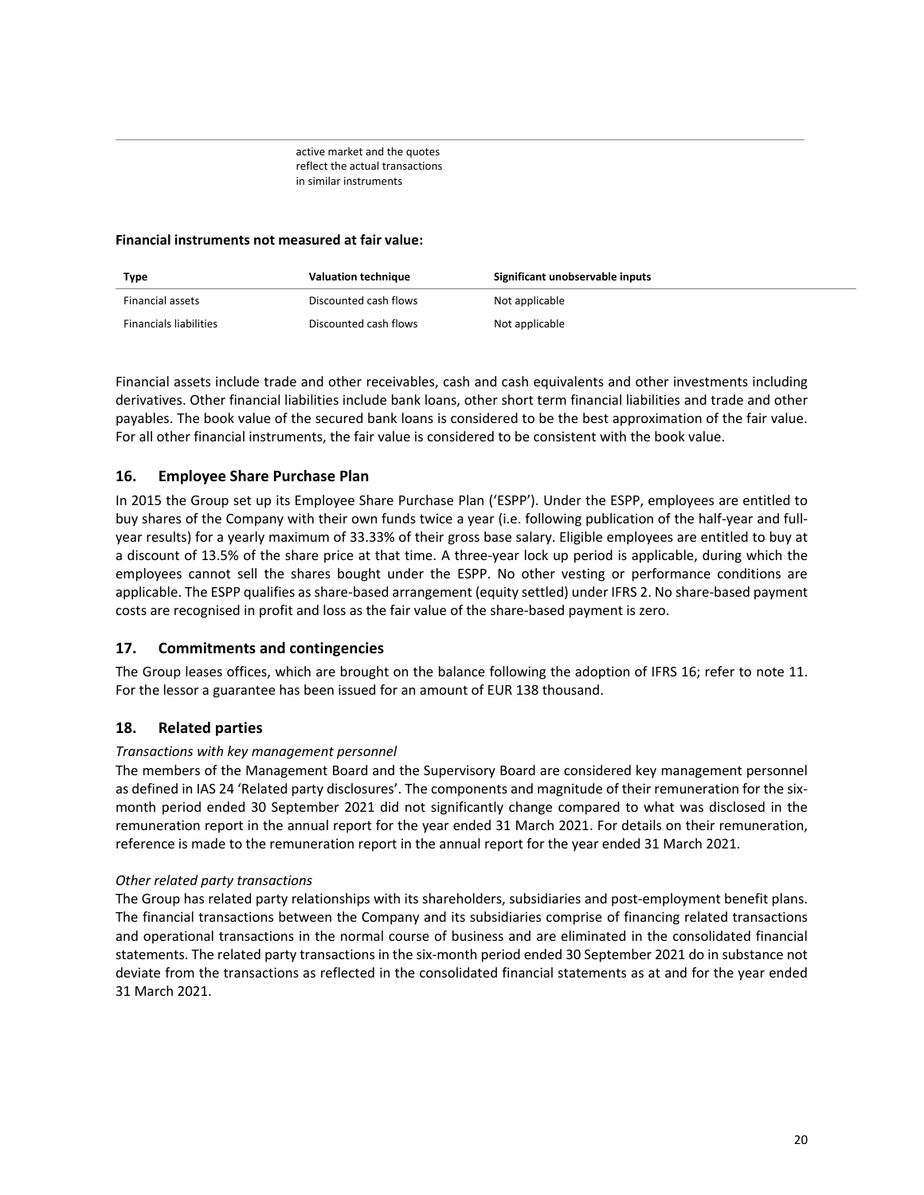active market and the quotes reflect the actual transactions in similar instruments

**Financial instruments not measured at fair value:**

| Type | Valuation technique | Significant unobservable inputs |
|---|---|---|
| Financial assets | Discounted cash flows | Not applicable |
| Financials liabilities | Discounted cash flows | Not applicable |

Financial assets include trade and other receivables, cash and cash equivalents and other investments including derivatives. Other financial liabilities include bank loans, other short term financial liabilities and trade and other payables. The book value of the secured bank loans is considered to be the best approximation of the fair value. For all other financial instruments, the fair value is considered to be consistent with the book value.

## 16. Employee Share Purchase Plan

In 2015 the Group set up its Employee Share Purchase Plan ('ESPP'). Under the ESPP, employees are entitled to buy shares of the Company with their own funds twice a year (i.e. following publication of the half-year and full-year results) for a yearly maximum of 33.33% of their gross base salary. Eligible employees are entitled to buy at a discount of 13.5% of the share price at that time. A three-year lock up period is applicable, during which the employees cannot sell the shares bought under the ESPP. No other vesting or performance conditions are applicable. The ESPP qualifies as share-based arrangement (equity settled) under IFRS 2. No share-based payment costs are recognised in profit and loss as the fair value of the share-based payment is zero.

## 17. Commitments and contingencies

The Group leases offices, which are brought on the balance following the adoption of IFRS 16; refer to note 11. For the lessor a guarantee has been issued for an amount of EUR 138 thousand.

## 18. Related parties

*Transactions with key management personnel*

The members of the Management Board and the Supervisory Board are considered key management personnel as defined in IAS 24 'Related party disclosures'. The components and magnitude of their remuneration for the six-month period ended 30 September 2021 did not significantly change compared to what was disclosed in the remuneration report in the annual report for the year ended 31 March 2021. For details on their remuneration, reference is made to the remuneration report in the annual report for the year ended 31 March 2021.

*Other related party transactions*

The Group has related party relationships with its shareholders, subsidiaries and post-employment benefit plans. The financial transactions between the Company and its subsidiaries comprise of financing related transactions and operational transactions in the normal course of business and are eliminated in the consolidated financial statements. The related party transactions in the six-month period ended 30 September 2021 do in substance not deviate from the transactions as reflected in the consolidated financial statements as at and for the year ended 31 March 2021.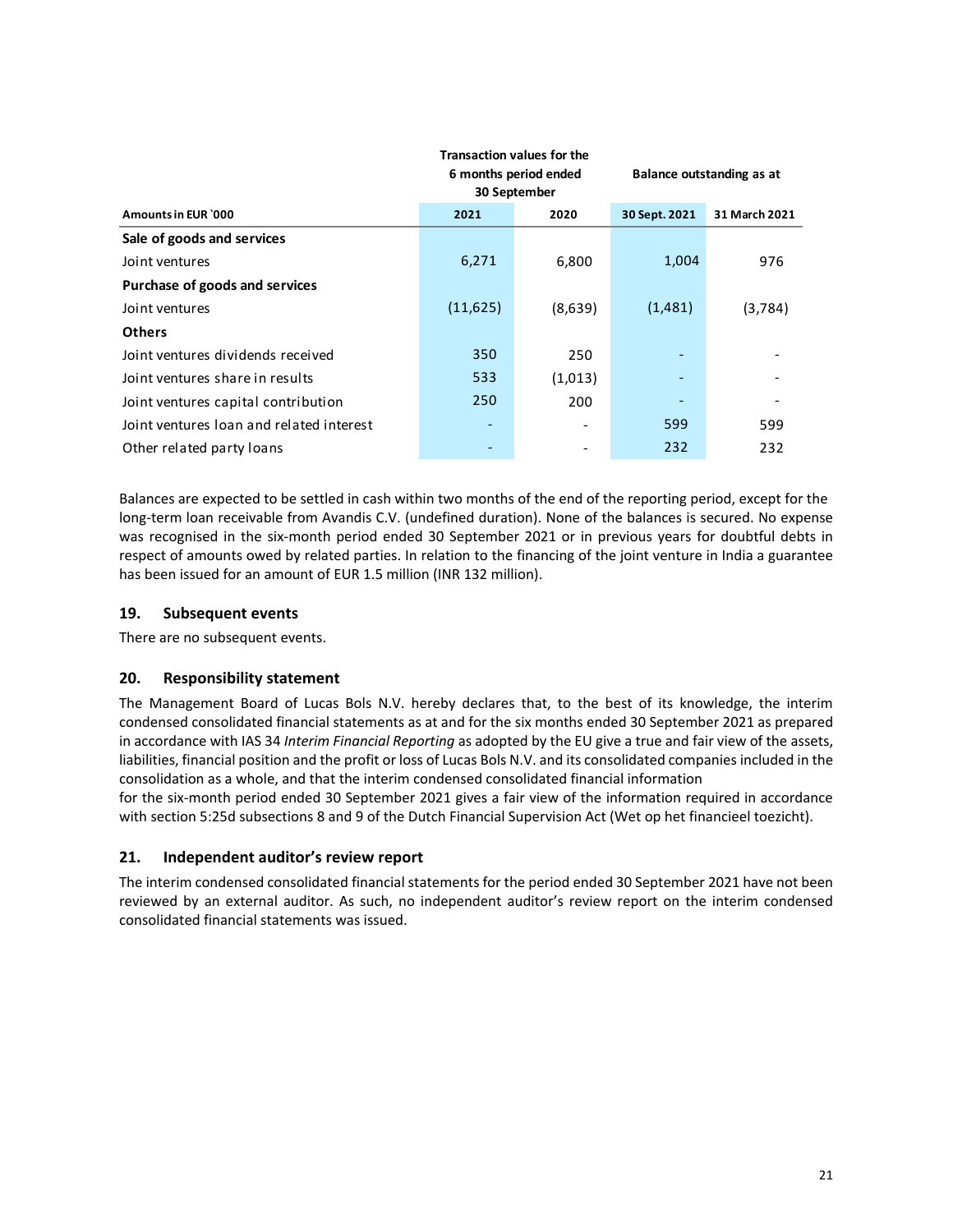| Amounts in EUR `000 | Transaction values for the 6 months period ended 30 September | | Balance outstanding as at | |
|---|---|---|---|---|
| | 2021 | 2020 | 30 Sept. 2021 | 31 March 2021 |
| **Sale of goods and services** | | | | |
| Joint ventures | 6,271 | 6,800 | 1,004 | 976 |
| **Purchase of goods and services** | | | | |
| Joint ventures | (11,625) | (8,639) | (1,481) | (3,784) |
| **Others** | | | | |
| Joint ventures dividends received | 350 | 250 | - | - |
| Joint ventures share in results | 533 | (1,013) | - | - |
| Joint ventures capital contribution | 250 | 200 | - | - |
| Joint ventures loan and related interest | - | - | 599 | 599 |
| Other related party loans | - | - | 232 | 232 |

Balances are expected to be settled in cash within two months of the end of the reporting period, except for the long-term loan receivable from Avandis C.V. (undefined duration). None of the balances is secured. No expense was recognised in the six-month period ended 30 September 2021 or in previous years for doubtful debts in respect of amounts owed by related parties. In relation to the financing of the joint venture in India a guarantee has been issued for an amount of EUR 1.5 million (INR 132 million).

## 19. Subsequent events

There are no subsequent events.

## 20. Responsibility statement

The Management Board of Lucas Bols N.V. hereby declares that, to the best of its knowledge, the interim condensed consolidated financial statements as at and for the six months ended 30 September 2021 as prepared in accordance with IAS 34 *Interim Financial Reporting* as adopted by the EU give a true and fair view of the assets, liabilities, financial position and the profit or loss of Lucas Bols N.V. and its consolidated companies included in the consolidation as a whole, and that the interim condensed consolidated financial information for the six-month period ended 30 September 2021 gives a fair view of the information required in accordance with section 5:25d subsections 8 and 9 of the Dutch Financial Supervision Act (Wet op het financieel toezicht).

## 21. Independent auditor's review report

The interim condensed consolidated financial statements for the period ended 30 September 2021 have not been reviewed by an external auditor. As such, no independent auditor's review report on the interim condensed consolidated financial statements was issued.